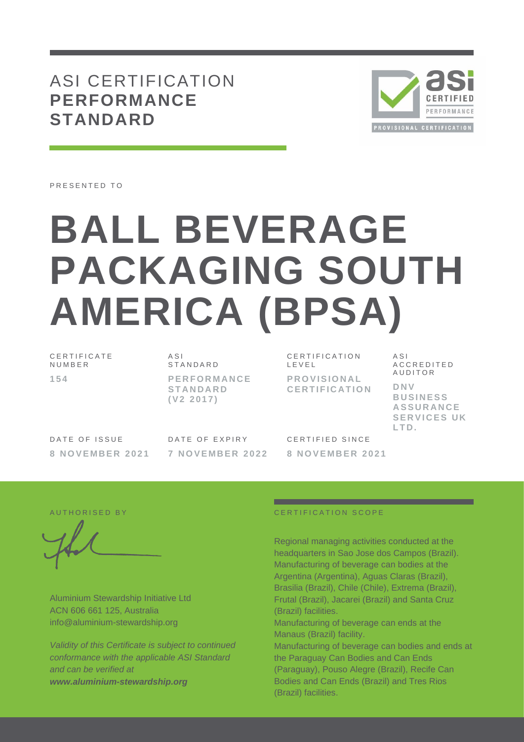# ASI CERTIFICATION **PERFORMANCE STANDARD**

PROVISIONAL CERTIFICATION

PRESENTED TO

# BALL BEVERAGE PACKAGING SOUTH AMERICA (BPSA)

| CERTIFICATE NUMBER | ASI STANDARD | CERTIFICATION LEVEL | ASI ACCREDITED AUDITOR |
|---|---|---|---|
| **154** | **PERFORMANCE STANDARD (V2 2017)** | **PROVISIONAL CERTIFICATION** | **DNV BUSINESS ASSURANCE SERVICES UK LTD.** |

| DATE OF ISSUE | DATE OF EXPIRY | CERTIFIED SINCE |
|---|---|---|
| **8 NOVEMBER 2021** | **7 NOVEMBER 2022** | **8 NOVEMBER 2021** |

AUTHORISED BY

Aluminium Stewardship Initiative Ltd
ACN 606 661 125, Australia
info@aluminium-stewardship.org

*Validity of this Certificate is subject to continued conformance with the applicable ASI Standard and can be verified at* ***www.aluminium-stewardship.org***

CERTIFICATION SCOPE

Regional managing activities conducted at the headquarters in Sao Jose dos Campos (Brazil).
Manufacturing of beverage can bodies at the Argentina (Argentina), Aguas Claras (Brazil), Brasilia (Brazil), Chile (Chile), Extrema (Brazil), Frutal (Brazil), Jacarei (Brazil) and Santa Cruz (Brazil) facilities.
Manufacturing of beverage can ends at the Manaus (Brazil) facility.
Manufacturing of beverage can bodies and ends at the Paraguay Can Bodies and Can Ends (Paraguay), Pouso Alegre (Brazil), Recife Can Bodies and Can Ends (Brazil) and Tres Rios (Brazil) facilities.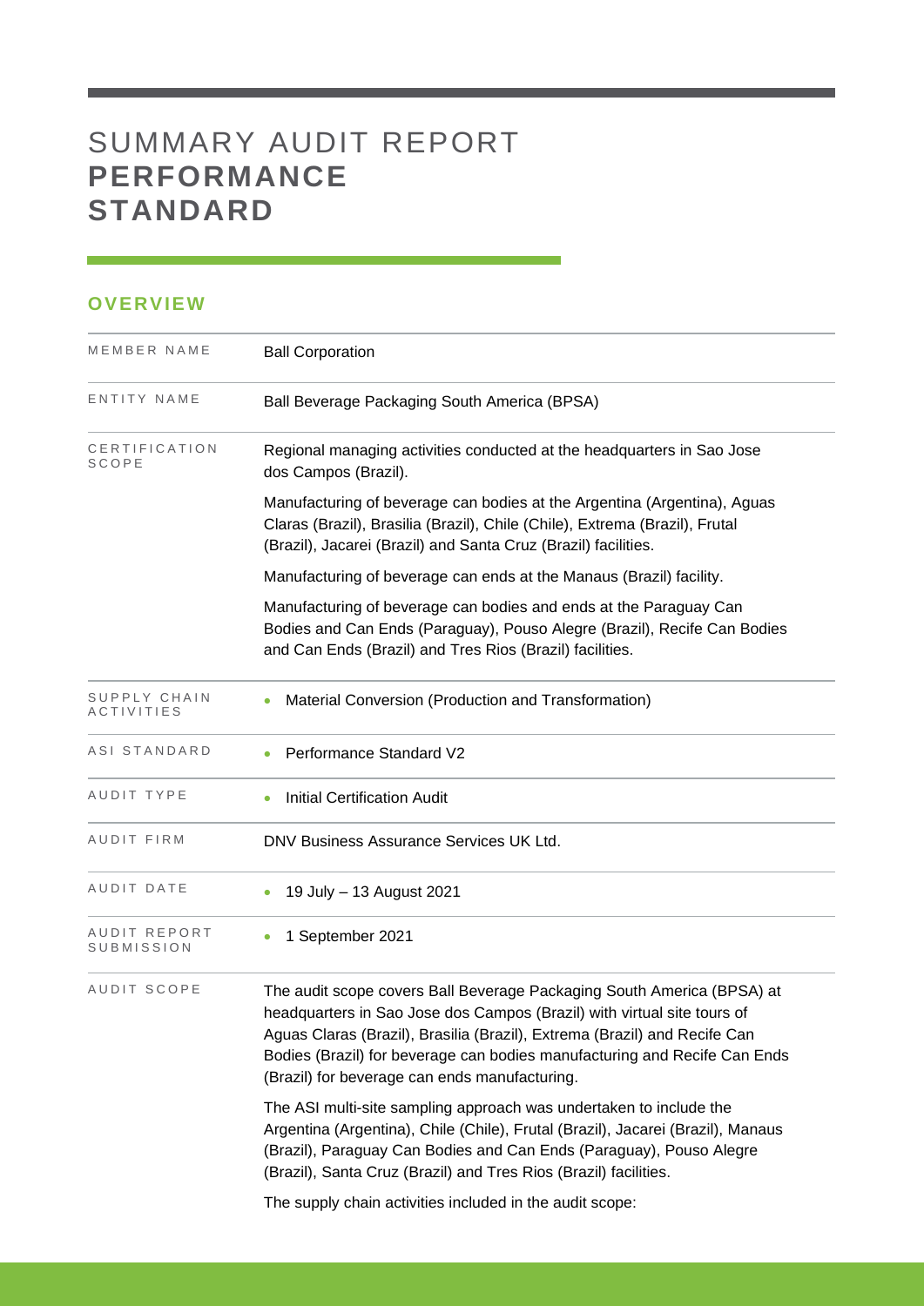# SUMMARY AUDIT REPORT **PERFORMANCE STANDARD**

## OVERVIEW

| | |
|---|---|
| MEMBER NAME | Ball Corporation |
| ENTITY NAME | Ball Beverage Packaging South America (BPSA) |
| CERTIFICATION SCOPE | Regional managing activities conducted at the headquarters in Sao Jose dos Campos (Brazil).<br><br>Manufacturing of beverage can bodies at the Argentina (Argentina), Aguas Claras (Brazil), Brasilia (Brazil), Chile (Chile), Extrema (Brazil), Frutal (Brazil), Jacarei (Brazil) and Santa Cruz (Brazil) facilities.<br><br>Manufacturing of beverage can ends at the Manaus (Brazil) facility.<br><br>Manufacturing of beverage can bodies and ends at the Paraguay Can Bodies and Can Ends (Paraguay), Pouso Alegre (Brazil), Recife Can Bodies and Can Ends (Brazil) and Tres Rios (Brazil) facilities. |
| SUPPLY CHAIN ACTIVITIES | • Material Conversion (Production and Transformation) |
| ASI STANDARD | • Performance Standard V2 |
| AUDIT TYPE | • Initial Certification Audit |
| AUDIT FIRM | DNV Business Assurance Services UK Ltd. |
| AUDIT DATE | • 19 July – 13 August 2021 |
| AUDIT REPORT SUBMISSION | • 1 September 2021 |
| AUDIT SCOPE | The audit scope covers Ball Beverage Packaging South America (BPSA) at headquarters in Sao Jose dos Campos (Brazil) with virtual site tours of Aguas Claras (Brazil), Brasilia (Brazil), Extrema (Brazil) and Recife Can Bodies (Brazil) for beverage can bodies manufacturing and Recife Can Ends (Brazil) for beverage can ends manufacturing.<br><br>The ASI multi-site sampling approach was undertaken to include the Argentina (Argentina), Chile (Chile), Frutal (Brazil), Jacarei (Brazil), Manaus (Brazil), Paraguay Can Bodies and Can Ends (Paraguay), Pouso Alegre (Brazil), Santa Cruz (Brazil) and Tres Rios (Brazil) facilities.<br><br>The supply chain activities included in the audit scope: |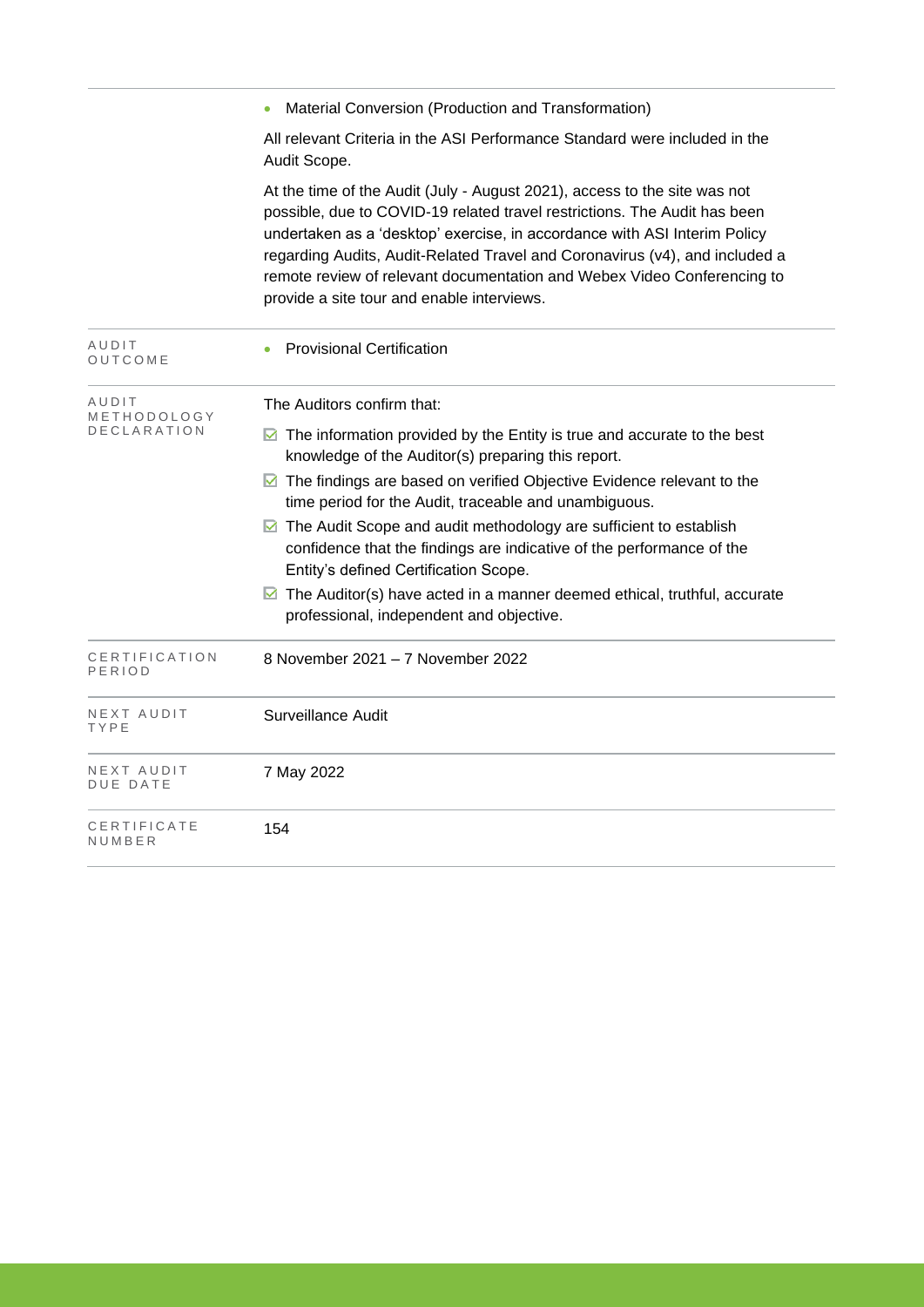| | |
|---|---|
| | • Material Conversion (Production and Transformation)<br><br>All relevant Criteria in the ASI Performance Standard were included in the Audit Scope.<br><br>At the time of the Audit (July - August 2021), access to the site was not possible, due to COVID-19 related travel restrictions. The Audit has been undertaken as a 'desktop' exercise, in accordance with ASI Interim Policy regarding Audits, Audit-Related Travel and Coronavirus (v4), and included a remote review of relevant documentation and Webex Video Conferencing to provide a site tour and enable interviews. |
| AUDIT OUTCOME | • Provisional Certification |
| AUDIT METHODOLOGY DECLARATION | The Auditors confirm that:<br><br>☑ The information provided by the Entity is true and accurate to the best knowledge of the Auditor(s) preparing this report.<br>☑ The findings are based on verified Objective Evidence relevant to the time period for the Audit, traceable and unambiguous.<br>☑ The Audit Scope and audit methodology are sufficient to establish confidence that the findings are indicative of the performance of the Entity's defined Certification Scope.<br>☑ The Auditor(s) have acted in a manner deemed ethical, truthful, accurate professional, independent and objective. |
| CERTIFICATION PERIOD | 8 November 2021 – 7 November 2022 |
| NEXT AUDIT TYPE | Surveillance Audit |
| NEXT AUDIT DUE DATE | 7 May 2022 |
| CERTIFICATE NUMBER | 154 |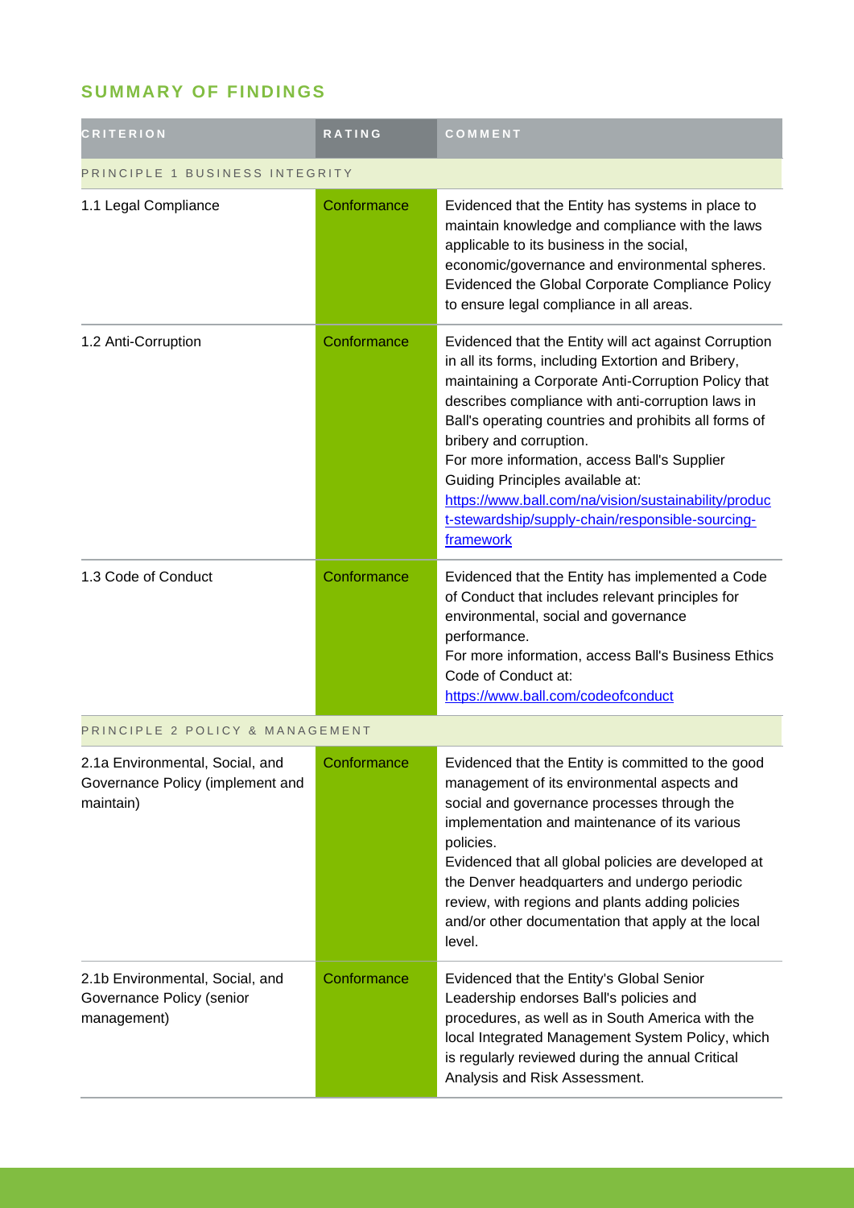## SUMMARY OF FINDINGS

| CRITERION | RATING | COMMENT |
|---|---|---|
| PRINCIPLE 1 BUSINESS INTEGRITY | | |
| 1.1 Legal Compliance | Conformance | Evidenced that the Entity has systems in place to maintain knowledge and compliance with the laws applicable to its business in the social, economic/governance and environmental spheres. Evidenced the Global Corporate Compliance Policy to ensure legal compliance in all areas. |
| 1.2 Anti-Corruption | Conformance | Evidenced that the Entity will act against Corruption in all its forms, including Extortion and Bribery, maintaining a Corporate Anti-Corruption Policy that describes compliance with anti-corruption laws in Ball's operating countries and prohibits all forms of bribery and corruption.<br>For more information, access Ball's Supplier Guiding Principles available at: [https://www.ball.com/na/vision/sustainability/product-stewardship/supply-chain/responsible-sourcing-framework](https://www.ball.com/na/vision/sustainability/product-stewardship/supply-chain/responsible-sourcing-framework) |
| 1.3 Code of Conduct | Conformance | Evidenced that the Entity has implemented a Code of Conduct that includes relevant principles for environmental, social and governance performance.<br>For more information, access Ball's Business Ethics Code of Conduct at: [https://www.ball.com/codeofconduct](https://www.ball.com/codeofconduct) |
| PRINCIPLE 2 POLICY & MANAGEMENT | | |
| 2.1a Environmental, Social, and Governance Policy (implement and maintain) | Conformance | Evidenced that the Entity is committed to the good management of its environmental aspects and social and governance processes through the implementation and maintenance of its various policies.<br>Evidenced that all global policies are developed at the Denver headquarters and undergo periodic review, with regions and plants adding policies and/or other documentation that apply at the local level. |
| 2.1b Environmental, Social, and Governance Policy (senior management) | Conformance | Evidenced that the Entity's Global Senior Leadership endorses Ball's policies and procedures, as well as in South America with the local Integrated Management System Policy, which is regularly reviewed during the annual Critical Analysis and Risk Assessment. |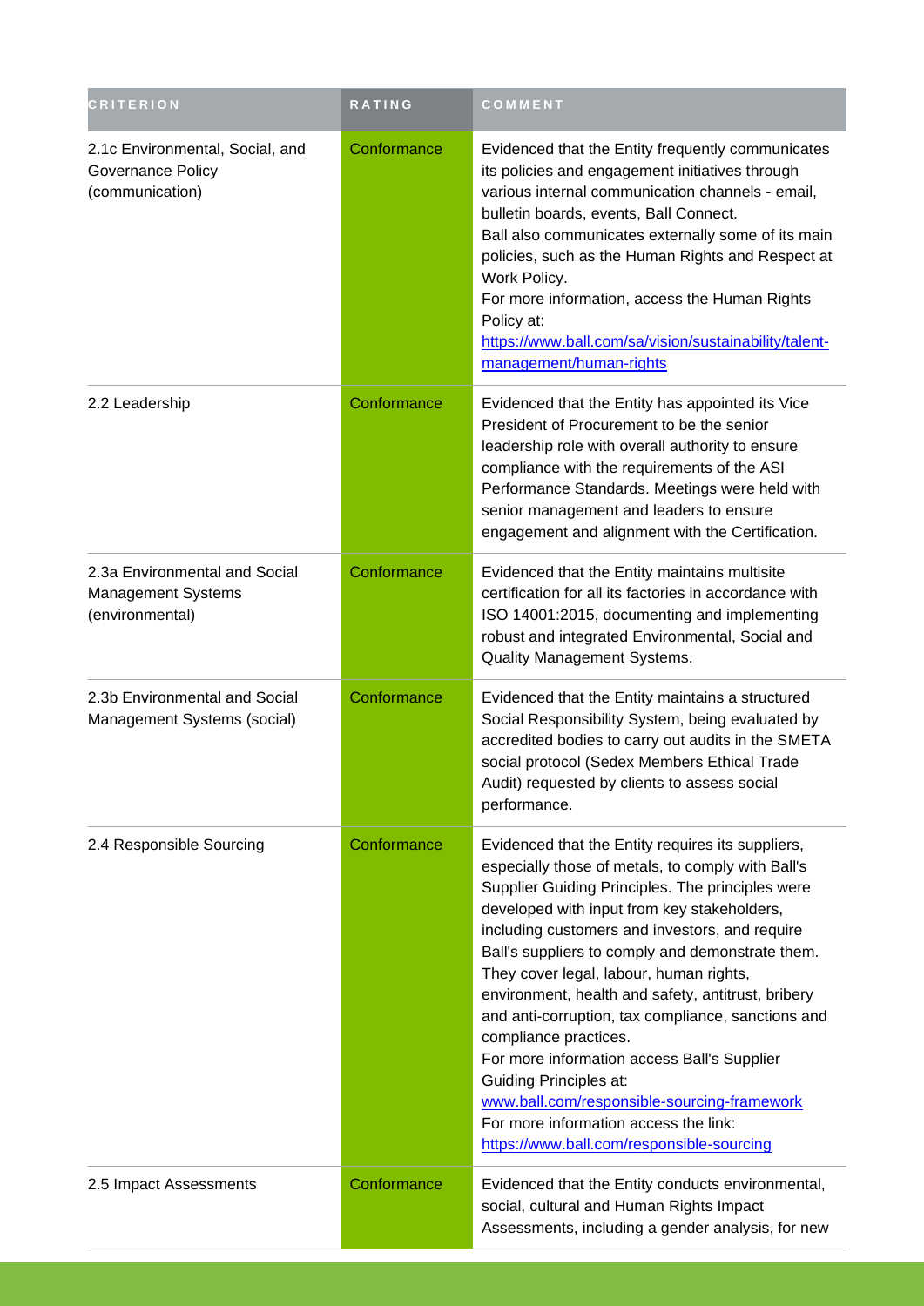| CRITERION | RATING | COMMENT |
| --- | --- | --- |
| 2.1c Environmental, Social, and Governance Policy (communication) | Conformance | Evidenced that the Entity frequently communicates its policies and engagement initiatives through various internal communication channels - email, bulletin boards, events, Ball Connect.<br>Ball also communicates externally some of its main policies, such as the Human Rights and Respect at Work Policy.<br>For more information, access the Human Rights Policy at:<br>https://www.ball.com/sa/vision/sustainability/talent-management/human-rights |
| 2.2 Leadership | Conformance | Evidenced that the Entity has appointed its Vice President of Procurement to be the senior leadership role with overall authority to ensure compliance with the requirements of the ASI Performance Standards. Meetings were held with senior management and leaders to ensure engagement and alignment with the Certification. |
| 2.3a Environmental and Social Management Systems (environmental) | Conformance | Evidenced that the Entity maintains multisite certification for all its factories in accordance with ISO 14001:2015, documenting and implementing robust and integrated Environmental, Social and Quality Management Systems. |
| 2.3b Environmental and Social Management Systems (social) | Conformance | Evidenced that the Entity maintains a structured Social Responsibility System, being evaluated by accredited bodies to carry out audits in the SMETA social protocol (Sedex Members Ethical Trade Audit) requested by clients to assess social performance. |
| 2.4 Responsible Sourcing | Conformance | Evidenced that the Entity requires its suppliers, especially those of metals, to comply with Ball's Supplier Guiding Principles. The principles were developed with input from key stakeholders, including customers and investors, and require Ball's suppliers to comply and demonstrate them. They cover legal, labour, human rights, environment, health and safety, antitrust, bribery and anti-corruption, tax compliance, sanctions and compliance practices.<br>For more information access Ball's Supplier Guiding Principles at:<br>www.ball.com/responsible-sourcing-framework<br>For more information access the link:<br>https://www.ball.com/responsible-sourcing |
| 2.5 Impact Assessments | Conformance | Evidenced that the Entity conducts environmental, social, cultural and Human Rights Impact Assessments, including a gender analysis, for new |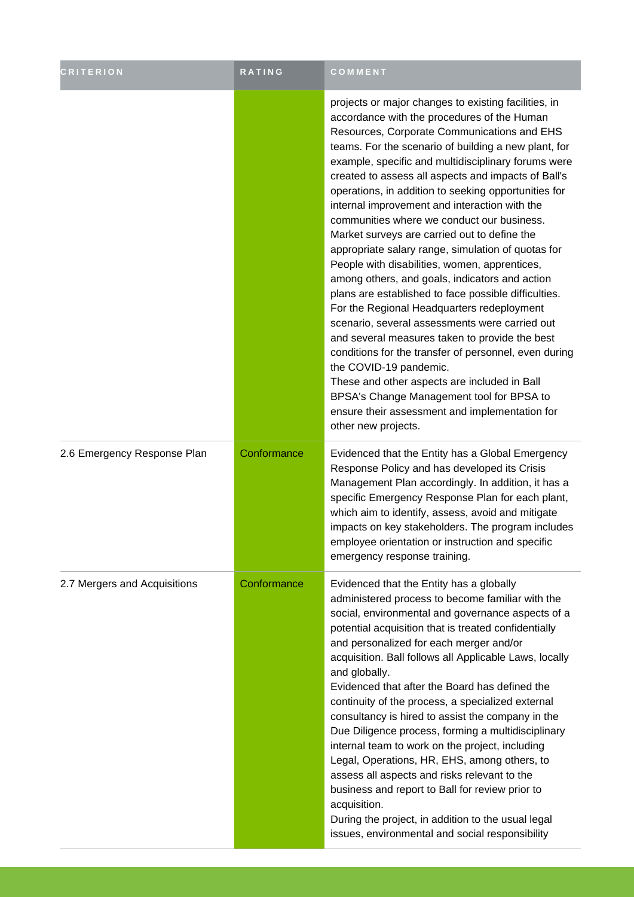| CRITERION | RATING | COMMENT |
| --- | --- | --- |
| | | projects or major changes to existing facilities, in accordance with the procedures of the Human Resources, Corporate Communications and EHS teams. For the scenario of building a new plant, for example, specific and multidisciplinary forums were created to assess all aspects and impacts of Ball's operations, in addition to seeking opportunities for internal improvement and interaction with the communities where we conduct our business. Market surveys are carried out to define the appropriate salary range, simulation of quotas for People with disabilities, women, apprentices, among others, and goals, indicators and action plans are established to face possible difficulties. For the Regional Headquarters redeployment scenario, several assessments were carried out and several measures taken to provide the best conditions for the transfer of personnel, even during the COVID-19 pandemic.<br>These and other aspects are included in Ball BPSA's Change Management tool for BPSA to ensure their assessment and implementation for other new projects. |
| 2.6 Emergency Response Plan | Conformance | Evidenced that the Entity has a Global Emergency Response Policy and has developed its Crisis Management Plan accordingly. In addition, it has a specific Emergency Response Plan for each plant, which aim to identify, assess, avoid and mitigate impacts on key stakeholders. The program includes employee orientation or instruction and specific emergency response training. |
| 2.7 Mergers and Acquisitions | Conformance | Evidenced that the Entity has a globally administered process to become familiar with the social, environmental and governance aspects of a potential acquisition that is treated confidentially and personalized for each merger and/or acquisition. Ball follows all Applicable Laws, locally and globally.<br>Evidenced that after the Board has defined the continuity of the process, a specialized external consultancy is hired to assist the company in the Due Diligence process, forming a multidisciplinary internal team to work on the project, including Legal, Operations, HR, EHS, among others, to assess all aspects and risks relevant to the business and report to Ball for review prior to acquisition.<br>During the project, in addition to the usual legal issues, environmental and social responsibility |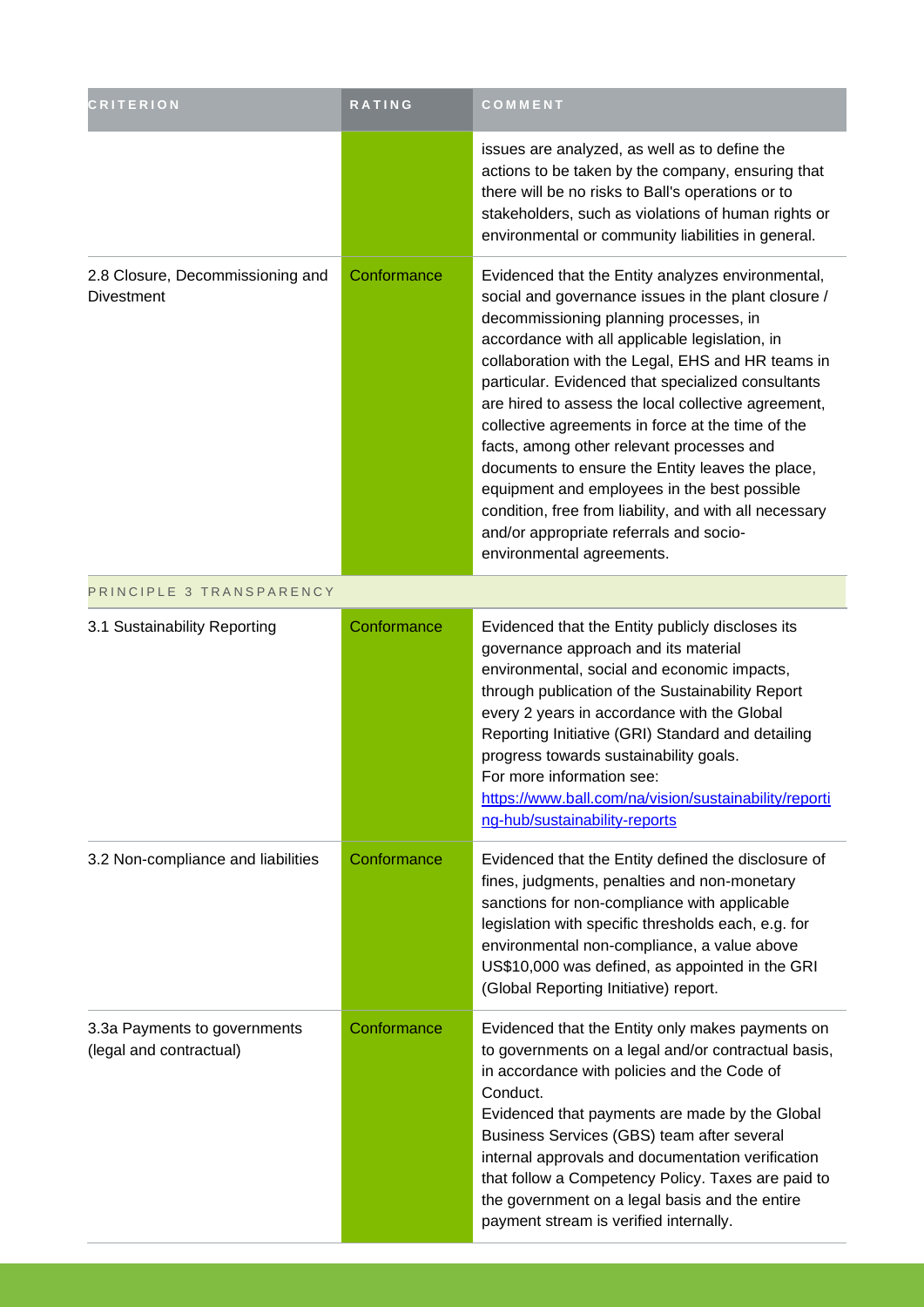| CRITERION | RATING | COMMENT |
| --- | --- | --- |
| | | issues are analyzed, as well as to define the actions to be taken by the company, ensuring that there will be no risks to Ball's operations or to stakeholders, such as violations of human rights or environmental or community liabilities in general. |
| 2.8 Closure, Decommissioning and Divestment | Conformance | Evidenced that the Entity analyzes environmental, social and governance issues in the plant closure / decommissioning planning processes, in accordance with all applicable legislation, in collaboration with the Legal, EHS and HR teams in particular. Evidenced that specialized consultants are hired to assess the local collective agreement, collective agreements in force at the time of the facts, among other relevant processes and documents to ensure the Entity leaves the place, equipment and employees in the best possible condition, free from liability, and with all necessary and/or appropriate referrals and socio-environmental agreements. |
| PRINCIPLE 3 TRANSPARENCY | | |
| 3.1 Sustainability Reporting | Conformance | Evidenced that the Entity publicly discloses its governance approach and its material environmental, social and economic impacts, through publication of the Sustainability Report every 2 years in accordance with the Global Reporting Initiative (GRI) Standard and detailing progress towards sustainability goals. For more information see: https://www.ball.com/na/vision/sustainability/reporting-hub/sustainability-reports |
| 3.2 Non-compliance and liabilities | Conformance | Evidenced that the Entity defined the disclosure of fines, judgments, penalties and non-monetary sanctions for non-compliance with applicable legislation with specific thresholds each, e.g. for environmental non-compliance, a value above US$10,000 was defined, as appointed in the GRI (Global Reporting Initiative) report. |
| 3.3a Payments to governments (legal and contractual) | Conformance | Evidenced that the Entity only makes payments on to governments on a legal and/or contractual basis, in accordance with policies and the Code of Conduct. Evidenced that payments are made by the Global Business Services (GBS) team after several internal approvals and documentation verification that follow a Competency Policy. Taxes are paid to the government on a legal basis and the entire payment stream is verified internally. |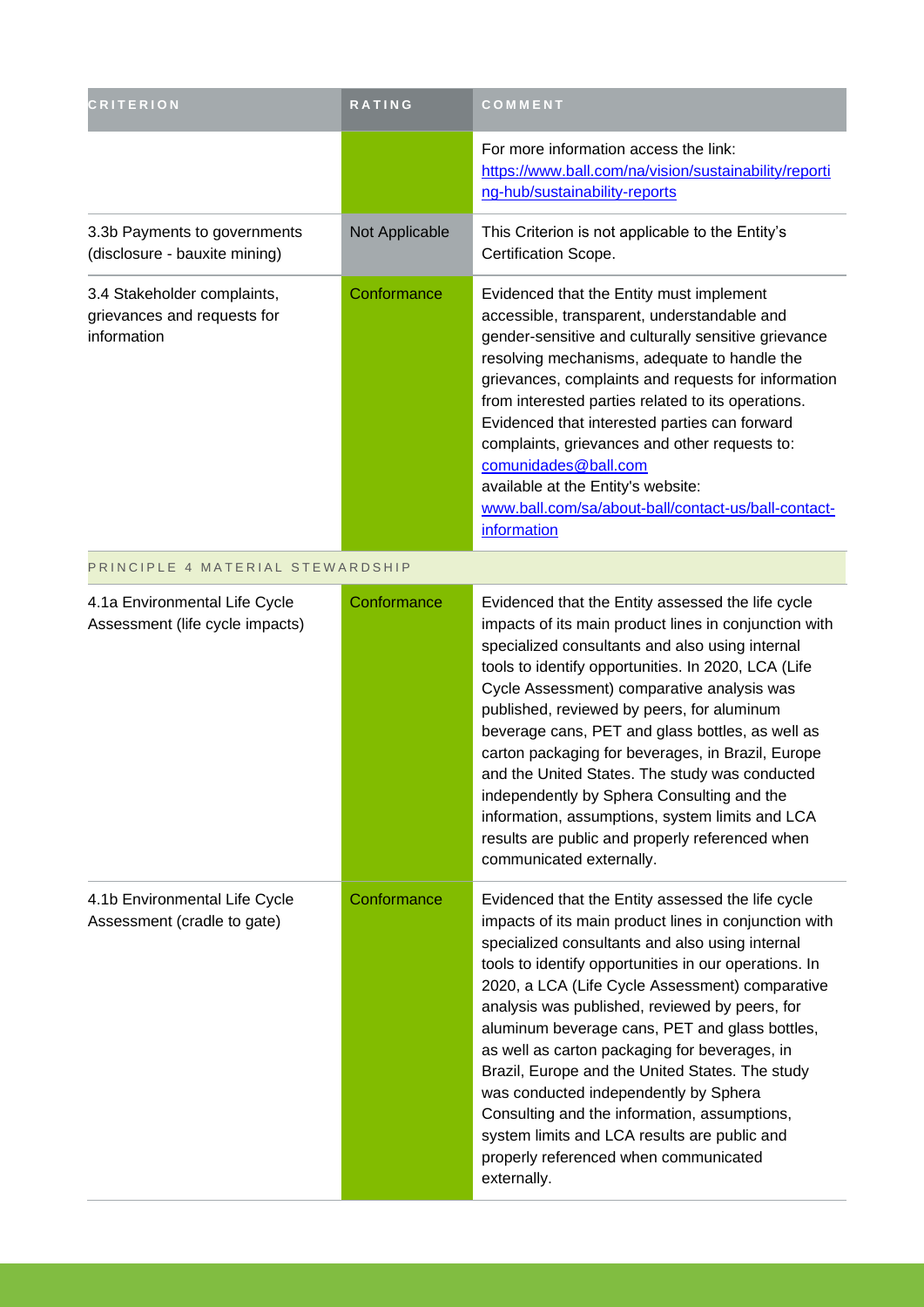| CRITERION | RATING | COMMENT |
|---|---|---|
| | | For more information access the link: [https://www.ball.com/na/vision/sustainability/reporting-hub/sustainability-reports](https://www.ball.com/na/vision/sustainability/reporting-hub/sustainability-reports) |
| 3.3b Payments to governments (disclosure - bauxite mining) | Not Applicable | This Criterion is not applicable to the Entity's Certification Scope. |
| 3.4 Stakeholder complaints, grievances and requests for information | Conformance | Evidenced that the Entity must implement accessible, transparent, understandable and gender-sensitive and culturally sensitive grievance resolving mechanisms, adequate to handle the grievances, complaints and requests for information from interested parties related to its operations. Evidenced that interested parties can forward complaints, grievances and other requests to: comunidades@ball.com available at the Entity's website: www.ball.com/sa/about-ball/contact-us/ball-contact-information |
| PRINCIPLE 4 MATERIAL STEWARDSHIP | | |
| 4.1a Environmental Life Cycle Assessment (life cycle impacts) | Conformance | Evidenced that the Entity assessed the life cycle impacts of its main product lines in conjunction with specialized consultants and also using internal tools to identify opportunities. In 2020, LCA (Life Cycle Assessment) comparative analysis was published, reviewed by peers, for aluminum beverage cans, PET and glass bottles, as well as carton packaging for beverages, in Brazil, Europe and the United States. The study was conducted independently by Sphera Consulting and the information, assumptions, system limits and LCA results are public and properly referenced when communicated externally. |
| 4.1b Environmental Life Cycle Assessment (cradle to gate) | Conformance | Evidenced that the Entity assessed the life cycle impacts of its main product lines in conjunction with specialized consultants and also using internal tools to identify opportunities in our operations. In 2020, a LCA (Life Cycle Assessment) comparative analysis was published, reviewed by peers, for aluminum beverage cans, PET and glass bottles, as well as carton packaging for beverages, in Brazil, Europe and the United States. The study was conducted independently by Sphera Consulting and the information, assumptions, system limits and LCA results are public and properly referenced when communicated externally. |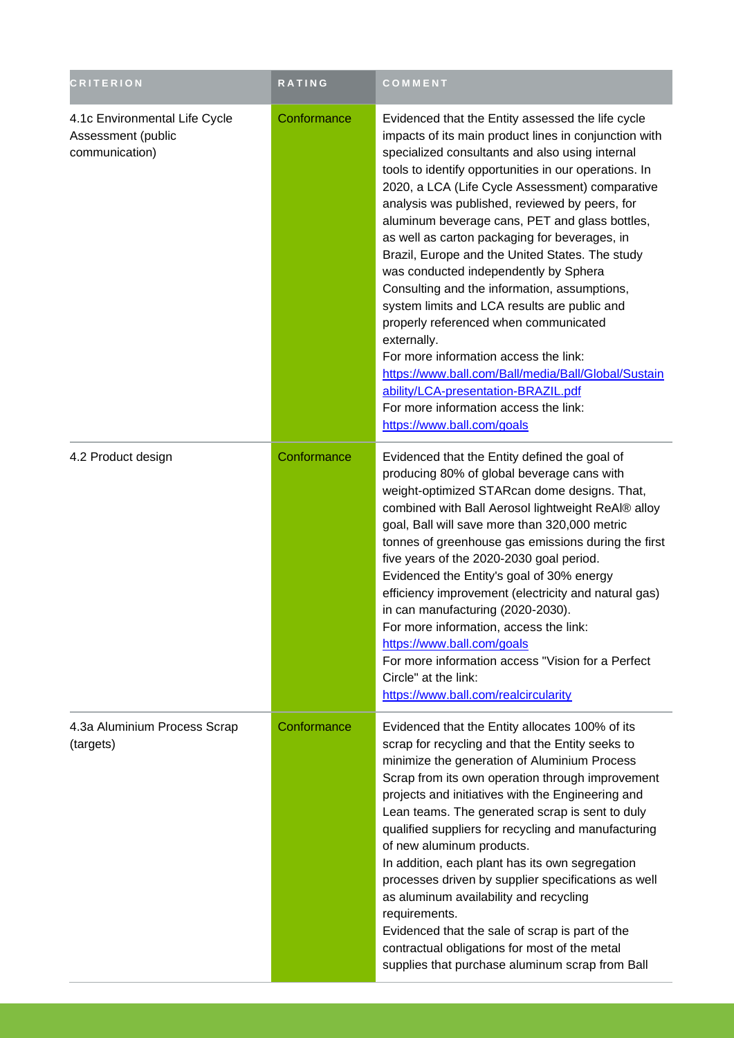| CRITERION | RATING | COMMENT |
| --- | --- | --- |
| 4.1c Environmental Life Cycle Assessment (public communication) | Conformance | Evidenced that the Entity assessed the life cycle impacts of its main product lines in conjunction with specialized consultants and also using internal tools to identify opportunities in our operations. In 2020, a LCA (Life Cycle Assessment) comparative analysis was published, reviewed by peers, for aluminum beverage cans, PET and glass bottles, as well as carton packaging for beverages, in Brazil, Europe and the United States. The study was conducted independently by Sphera Consulting and the information, assumptions, system limits and LCA results are public and properly referenced when communicated externally.<br>For more information access the link:<br>https://www.ball.com/Ball/media/Ball/Global/Sustainability/LCA-presentation-BRAZIL.pdf<br>For more information access the link:<br>https://www.ball.com/goals |
| 4.2 Product design | Conformance | Evidenced that the Entity defined the goal of producing 80% of global beverage cans with weight-optimized STARcan dome designs. That, combined with Ball Aerosol lightweight ReAl® alloy goal, Ball will save more than 320,000 metric tonnes of greenhouse gas emissions during the first five years of the 2020-2030 goal period.<br>Evidenced the Entity's goal of 30% energy efficiency improvement (electricity and natural gas) in can manufacturing (2020-2030).<br>For more information, access the link:<br>https://www.ball.com/goals<br>For more information access "Vision for a Perfect Circle" at the link:<br>https://www.ball.com/realcircularity |
| 4.3a Aluminium Process Scrap (targets) | Conformance | Evidenced that the Entity allocates 100% of its scrap for recycling and that the Entity seeks to minimize the generation of Aluminium Process Scrap from its own operation through improvement projects and initiatives with the Engineering and Lean teams. The generated scrap is sent to duly qualified suppliers for recycling and manufacturing of new aluminum products.<br>In addition, each plant has its own segregation processes driven by supplier specifications as well as aluminum availability and recycling requirements.<br>Evidenced that the sale of scrap is part of the contractual obligations for most of the metal supplies that purchase aluminum scrap from Ball |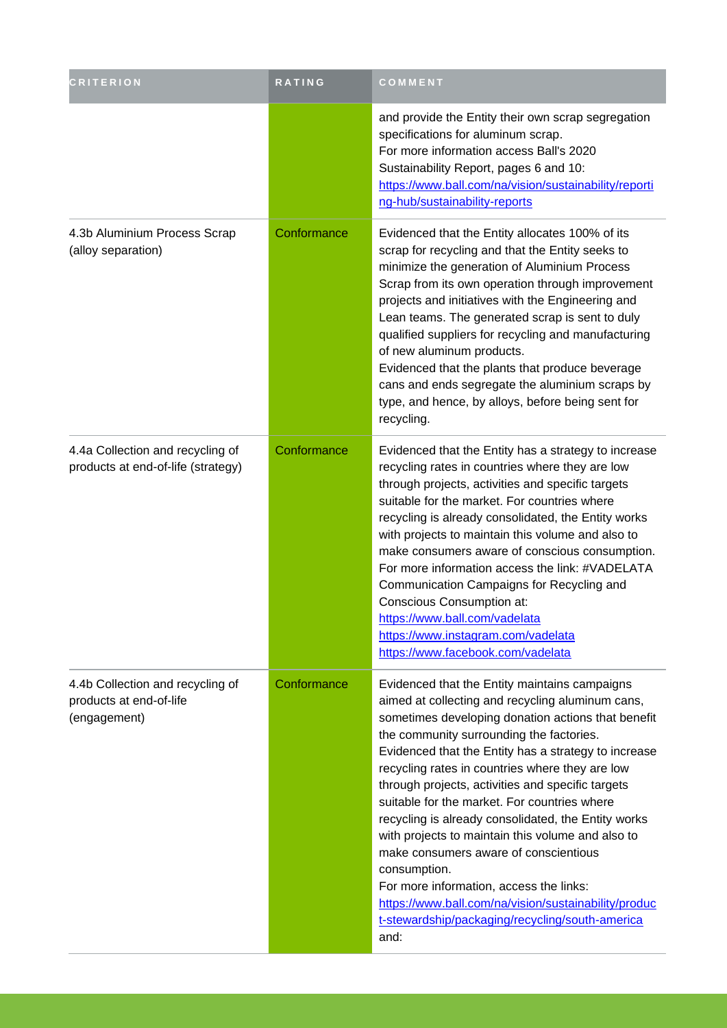| CRITERION | RATING | COMMENT |
| --- | --- | --- |
| | | and provide the Entity their own scrap segregation specifications for aluminum scrap.<br>For more information access Ball's 2020 Sustainability Report, pages 6 and 10:<br>https://www.ball.com/na/vision/sustainability/reporting-hub/sustainability-reports |
| 4.3b Aluminium Process Scrap (alloy separation) | Conformance | Evidenced that the Entity allocates 100% of its scrap for recycling and that the Entity seeks to minimize the generation of Aluminium Process Scrap from its own operation through improvement projects and initiatives with the Engineering and Lean teams. The generated scrap is sent to duly qualified suppliers for recycling and manufacturing of new aluminum products.<br>Evidenced that the plants that produce beverage cans and ends segregate the aluminium scraps by type, and hence, by alloys, before being sent for recycling. |
| 4.4a Collection and recycling of products at end-of-life (strategy) | Conformance | Evidenced that the Entity has a strategy to increase recycling rates in countries where they are low through projects, activities and specific targets suitable for the market. For countries where recycling is already consolidated, the Entity works with projects to maintain this volume and also to make consumers aware of conscious consumption.<br>For more information access the link: #VADELATA Communication Campaigns for Recycling and Conscious Consumption at:<br>https://www.ball.com/vadelata<br>https://www.instagram.com/vadelata<br>https://www.facebook.com/vadelata |
| 4.4b Collection and recycling of products at end-of-life (engagement) | Conformance | Evidenced that the Entity maintains campaigns aimed at collecting and recycling aluminum cans, sometimes developing donation actions that benefit the community surrounding the factories.<br>Evidenced that the Entity has a strategy to increase recycling rates in countries where they are low through projects, activities and specific targets suitable for the market. For countries where recycling is already consolidated, the Entity works with projects to maintain this volume and also to make consumers aware of conscientious consumption.<br>For more information, access the links:<br>https://www.ball.com/na/vision/sustainability/product-stewardship/packaging/recycling/south-america<br>and: |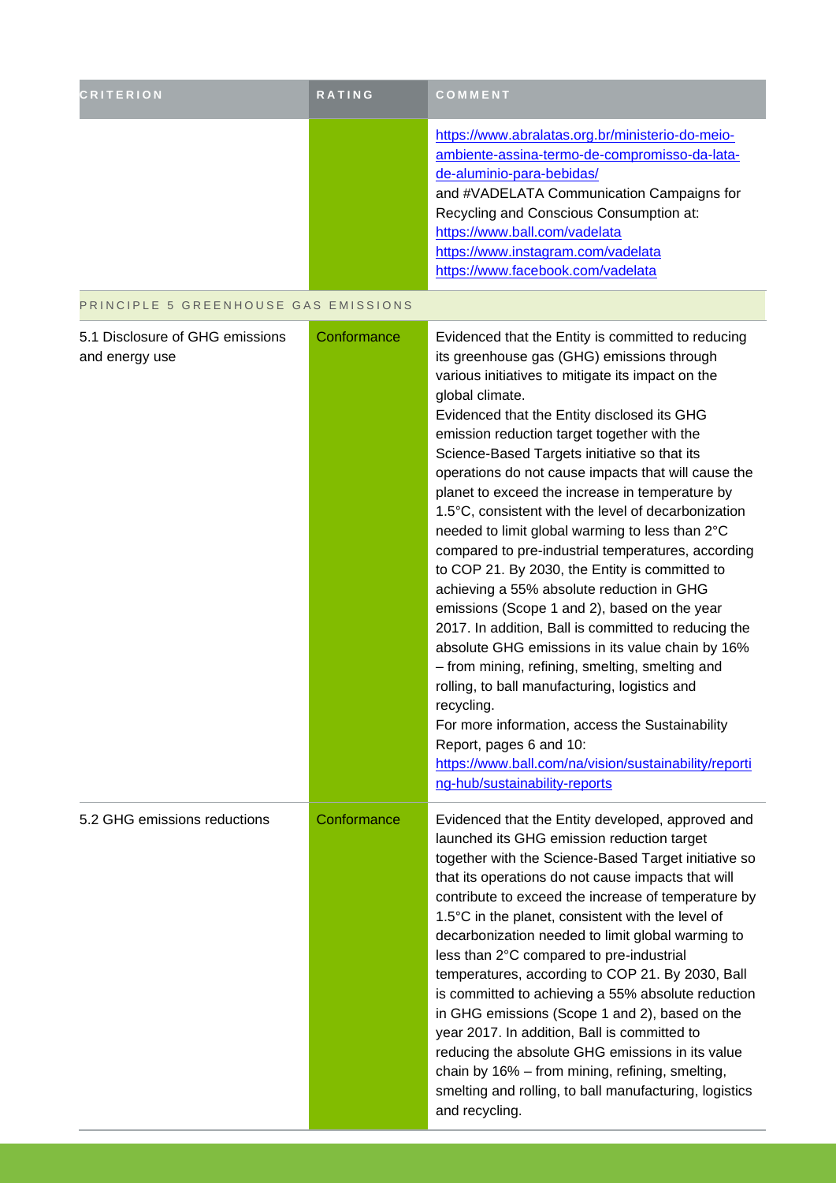| CRITERION | RATING | COMMENT |
|---|---|---|
| | | https://www.abralatas.org.br/ministerio-do-meio-ambiente-assina-termo-de-compromisso-da-lata-de-aluminio-para-bebidas/<br>and #VADELATA Communication Campaigns for Recycling and Conscious Consumption at:<br>https://www.ball.com/vadelata<br>https://www.instagram.com/vadelata<br>https://www.facebook.com/vadelata |
| PRINCIPLE 5 GREENHOUSE GAS EMISSIONS | | |
| 5.1 Disclosure of GHG emissions and energy use | Conformance | Evidenced that the Entity is committed to reducing its greenhouse gas (GHG) emissions through various initiatives to mitigate its impact on the global climate.<br>Evidenced that the Entity disclosed its GHG emission reduction target together with the Science-Based Targets initiative so that its operations do not cause impacts that will cause the planet to exceed the increase in temperature by 1.5°C, consistent with the level of decarbonization needed to limit global warming to less than 2°C compared to pre-industrial temperatures, according to COP 21. By 2030, the Entity is committed to achieving a 55% absolute reduction in GHG emissions (Scope 1 and 2), based on the year 2017. In addition, Ball is committed to reducing the absolute GHG emissions in its value chain by 16% – from mining, refining, smelting and rolling, to ball manufacturing, logistics and recycling.<br>For more information, access the Sustainability Report, pages 6 and 10:<br>https://www.ball.com/na/vision/sustainability/reporting-hub/sustainability-reports |
| 5.2 GHG emissions reductions | Conformance | Evidenced that the Entity developed, approved and launched its GHG emission reduction target together with the Science-Based Target initiative so that its operations do not cause impacts that will contribute to exceed the increase of temperature by 1.5°C in the planet, consistent with the level of decarbonization needed to limit global warming to less than 2°C compared to pre-industrial temperatures, according to COP 21. By 2030, Ball is committed to achieving a 55% absolute reduction in GHG emissions (Scope 1 and 2), based on the year 2017. In addition, Ball is committed to reducing the absolute GHG emissions in its value chain by 16% – from mining, refining, smelting, smelting and rolling, to ball manufacturing, logistics and recycling. |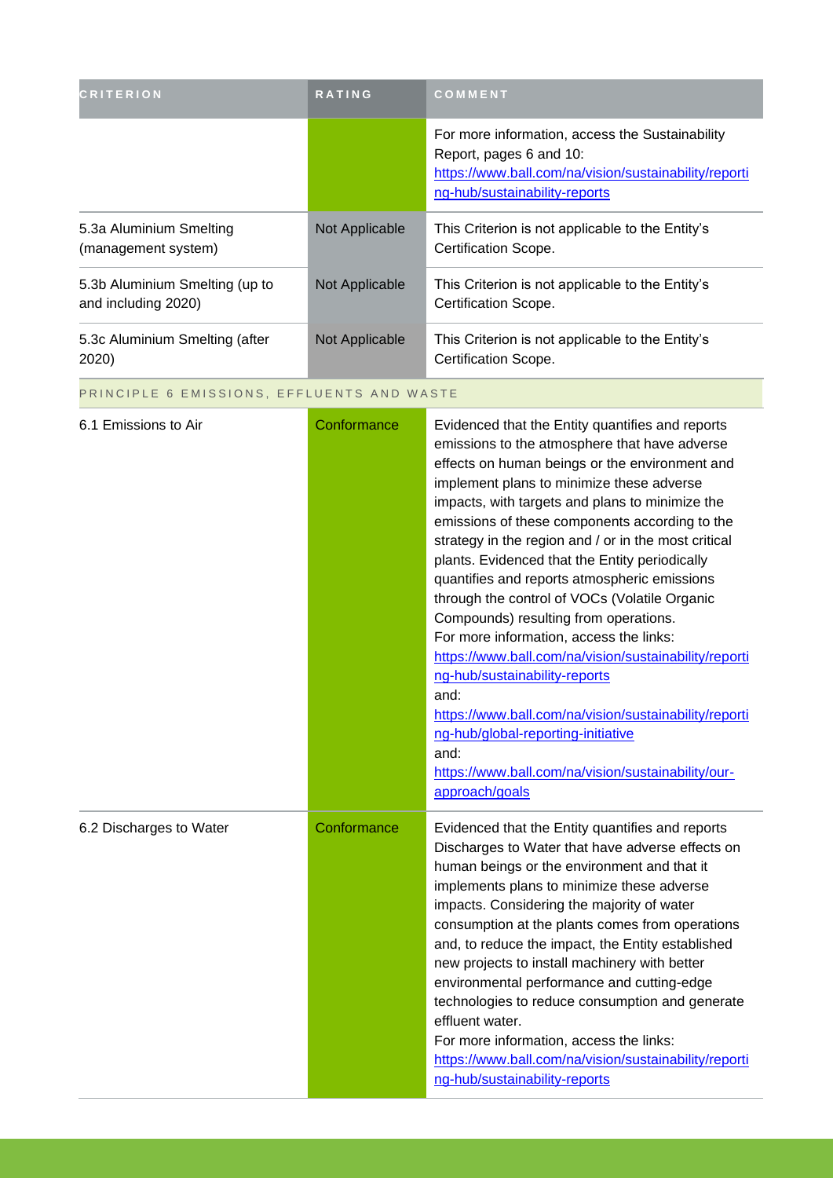| CRITERION | RATING | COMMENT |
|---|---|---|
| | | For more information, access the Sustainability Report, pages 6 and 10: https://www.ball.com/na/vision/sustainability/reporting-hub/sustainability-reports |
| 5.3a Aluminium Smelting (management system) | Not Applicable | This Criterion is not applicable to the Entity's Certification Scope. |
| 5.3b Aluminium Smelting (up to and including 2020) | Not Applicable | This Criterion is not applicable to the Entity's Certification Scope. |
| 5.3c Aluminium Smelting (after 2020) | Not Applicable | This Criterion is not applicable to the Entity's Certification Scope. |
| PRINCIPLE 6 EMISSIONS, EFFLUENTS AND WASTE | | |
| 6.1 Emissions to Air | Conformance | Evidenced that the Entity quantifies and reports emissions to the atmosphere that have adverse effects on human beings or the environment and implement plans to minimize these adverse impacts, with targets and plans to minimize the emissions of these components according to the strategy in the region and / or in the most critical plants. Evidenced that the Entity periodically quantifies and reports atmospheric emissions through the control of VOCs (Volatile Organic Compounds) resulting from operations. For more information, access the links: https://www.ball.com/na/vision/sustainability/reporting-hub/sustainability-reports and: https://www.ball.com/na/vision/sustainability/reporting-hub/global-reporting-initiative and: https://www.ball.com/na/vision/sustainability/our-approach/goals |
| 6.2 Discharges to Water | Conformance | Evidenced that the Entity quantifies and reports Discharges to Water that have adverse effects on human beings or the environment and that it implements plans to minimize these adverse impacts. Considering the majority of water consumption at the plants comes from operations and, to reduce the impact, the Entity established new projects to install machinery with better environmental performance and cutting-edge technologies to reduce consumption and generate effluent water. For more information, access the links: https://www.ball.com/na/vision/sustainability/reporting-hub/sustainability-reports |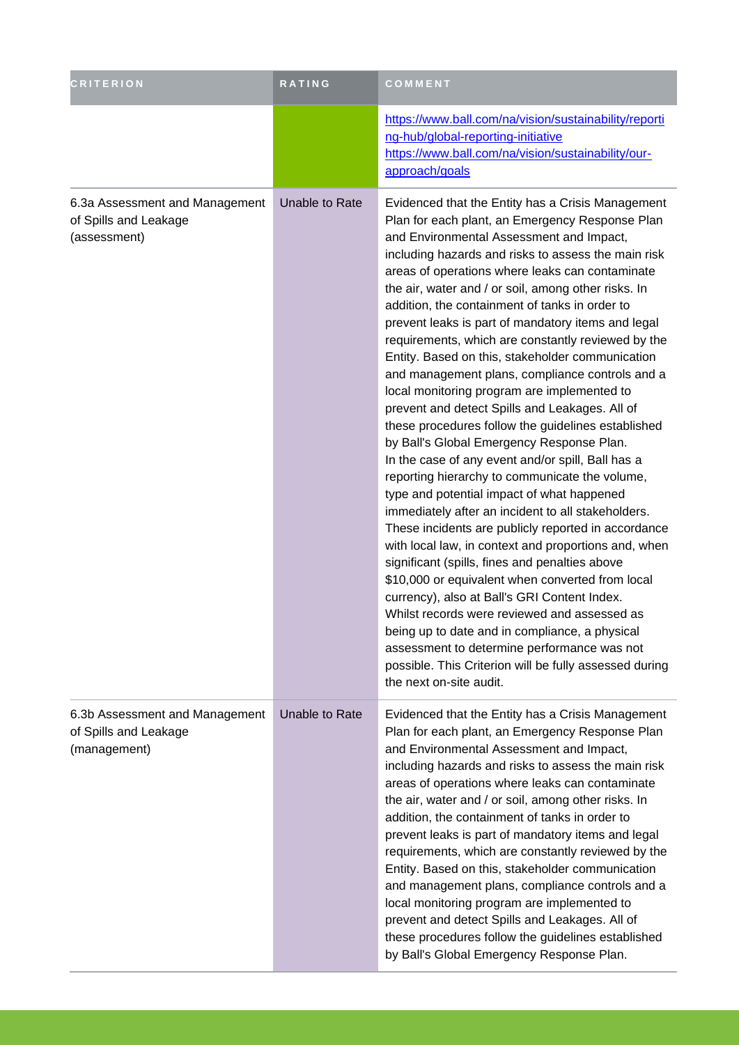| CRITERION | RATING | COMMENT |
| --- | --- | --- |
| | | https://www.ball.com/na/vision/sustainability/reporting-hub/global-reporting-initiative https://www.ball.com/na/vision/sustainability/our-approach/goals |
| 6.3a Assessment and Management of Spills and Leakage (assessment) | Unable to Rate | Evidenced that the Entity has a Crisis Management Plan for each plant, an Emergency Response Plan and Environmental Assessment and Impact, including hazards and risks to assess the main risk areas of operations where leaks can contaminate the air, water and / or soil, among other risks. In addition, the containment of tanks in order to prevent leaks is part of mandatory items and legal requirements, which are constantly reviewed by the Entity. Based on this, stakeholder communication and management plans, compliance controls and a local monitoring program are implemented to prevent and detect Spills and Leakages. All of these procedures follow the guidelines established by Ball's Global Emergency Response Plan. In the case of any event and/or spill, Ball has a reporting hierarchy to communicate the volume, type and potential impact of what happened immediately after an incident to all stakeholders. These incidents are publicly reported in accordance with local law, in context and proportions and, when significant (spills, fines and penalties above $10,000 or equivalent when converted from local currency), also at Ball's GRI Content Index. Whilst records were reviewed and assessed as being up to date and in compliance, a physical assessment to determine performance was not possible. This Criterion will be fully assessed during the next on-site audit. |
| 6.3b Assessment and Management of Spills and Leakage (management) | Unable to Rate | Evidenced that the Entity has a Crisis Management Plan for each plant, an Emergency Response Plan and Environmental Assessment and Impact, including hazards and risks to assess the main risk areas of operations where leaks can contaminate the air, water and / or soil, among other risks. In addition, the containment of tanks in order to prevent leaks is part of mandatory items and legal requirements, which are constantly reviewed by the Entity. Based on this, stakeholder communication and management plans, compliance controls and a local monitoring program are implemented to prevent and detect Spills and Leakages. All of these procedures follow the guidelines established by Ball's Global Emergency Response Plan. |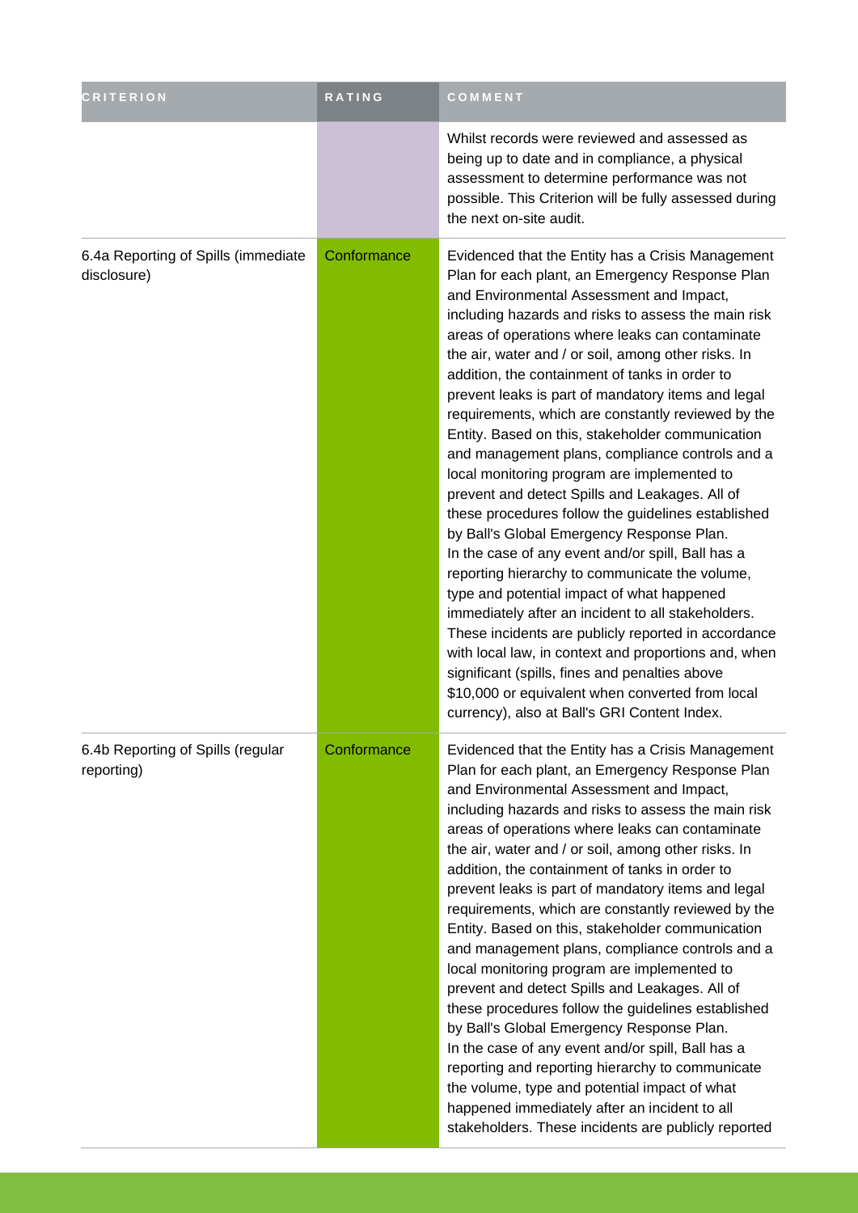| CRITERION | RATING | COMMENT |
| --- | --- | --- |
| | | Whilst records were reviewed and assessed as being up to date and in compliance, a physical assessment to determine performance was not possible. This Criterion will be fully assessed during the next on-site audit. |
| 6.4a Reporting of Spills (immediate disclosure) | Conformance | Evidenced that the Entity has a Crisis Management Plan for each plant, an Emergency Response Plan and Environmental Assessment and Impact, including hazards and risks to assess the main risk areas of operations where leaks can contaminate the air, water and / or soil, among other risks. In addition, the containment of tanks in order to prevent leaks is part of mandatory items and legal requirements, which are constantly reviewed by the Entity. Based on this, stakeholder communication and management plans, compliance controls and a local monitoring program are implemented to prevent and detect Spills and Leakages. All of these procedures follow the guidelines established by Ball's Global Emergency Response Plan.<br>In the case of any event and/or spill, Ball has a reporting hierarchy to communicate the volume, type and potential impact of what happened immediately after an incident to all stakeholders. These incidents are publicly reported in accordance with local law, in context and proportions and, when significant (spills, fines and penalties above $10,000 or equivalent when converted from local currency), also at Ball's GRI Content Index. |
| 6.4b Reporting of Spills (regular reporting) | Conformance | Evidenced that the Entity has a Crisis Management Plan for each plant, an Emergency Response Plan and Environmental Assessment and Impact, including hazards and risks to assess the main risk areas of operations where leaks can contaminate the air, water and / or soil, among other risks. In addition, the containment of tanks in order to prevent leaks is part of mandatory items and legal requirements, which are constantly reviewed by the Entity. Based on this, stakeholder communication and management plans, compliance controls and a local monitoring program are implemented to prevent and detect Spills and Leakages. All of these procedures follow the guidelines established by Ball's Global Emergency Response Plan.<br>In the case of any event and/or spill, Ball has a reporting and reporting hierarchy to communicate the volume, type and potential impact of what happened immediately after an incident to all stakeholders. These incidents are publicly reported |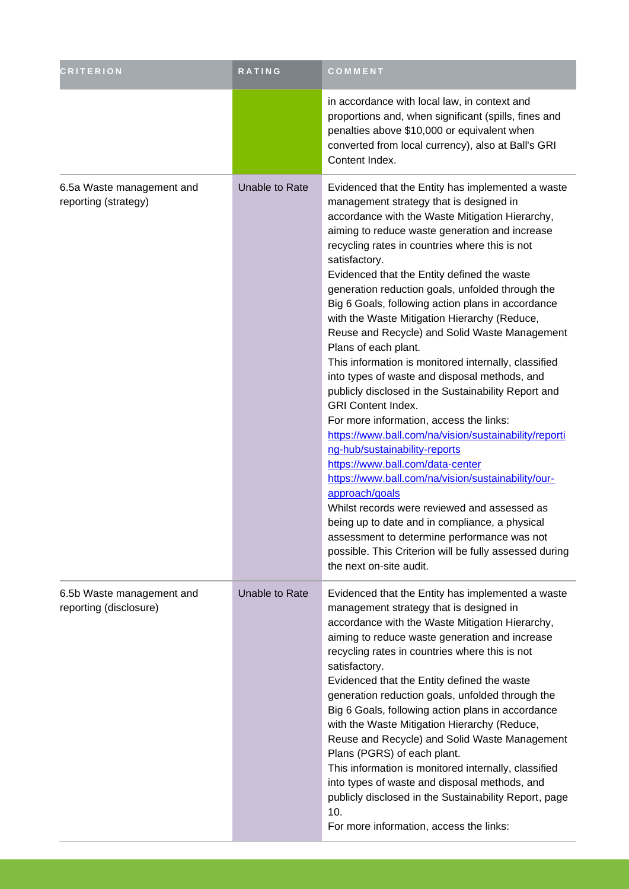| CRITERION | RATING | COMMENT |
| --- | --- | --- |
| | | in accordance with local law, in context and proportions and, when significant (spills, fines and penalties above $10,000 or equivalent when converted from local currency), also at Ball's GRI Content Index. |
| 6.5a Waste management and reporting (strategy) | Unable to Rate | Evidenced that the Entity has implemented a waste management strategy that is designed in accordance with the Waste Mitigation Hierarchy, aiming to reduce waste generation and increase recycling rates in countries where this is not satisfactory.<br>Evidenced that the Entity defined the waste generation reduction goals, unfolded through the Big 6 Goals, following action plans in accordance with the Waste Mitigation Hierarchy (Reduce, Reuse and Recycle) and Solid Waste Management Plans of each plant.<br>This information is monitored internally, classified into types of waste and disposal methods, and publicly disclosed in the Sustainability Report and GRI Content Index.<br>For more information, access the links:<br>https://www.ball.com/na/vision/sustainability/reporting-hub/sustainability-reports<br>https://www.ball.com/data-center<br>https://www.ball.com/na/vision/sustainability/our-approach/goals<br>Whilst records were reviewed and assessed as being up to date and in compliance, a physical assessment to determine performance was not possible. This Criterion will be fully assessed during the next on-site audit. |
| 6.5b Waste management and reporting (disclosure) | Unable to Rate | Evidenced that the Entity has implemented a waste management strategy that is designed in accordance with the Waste Mitigation Hierarchy, aiming to reduce waste generation and increase recycling rates in countries where this is not satisfactory.<br>Evidenced that the Entity defined the waste generation reduction goals, unfolded through the Big 6 Goals, following action plans in accordance with the Waste Mitigation Hierarchy (Reduce, Reuse and Recycle) and Solid Waste Management Plans (PGRS) of each plant.<br>This information is monitored internally, classified into types of waste and disposal methods, and publicly disclosed in the Sustainability Report, page 10.<br>For more information, access the links: |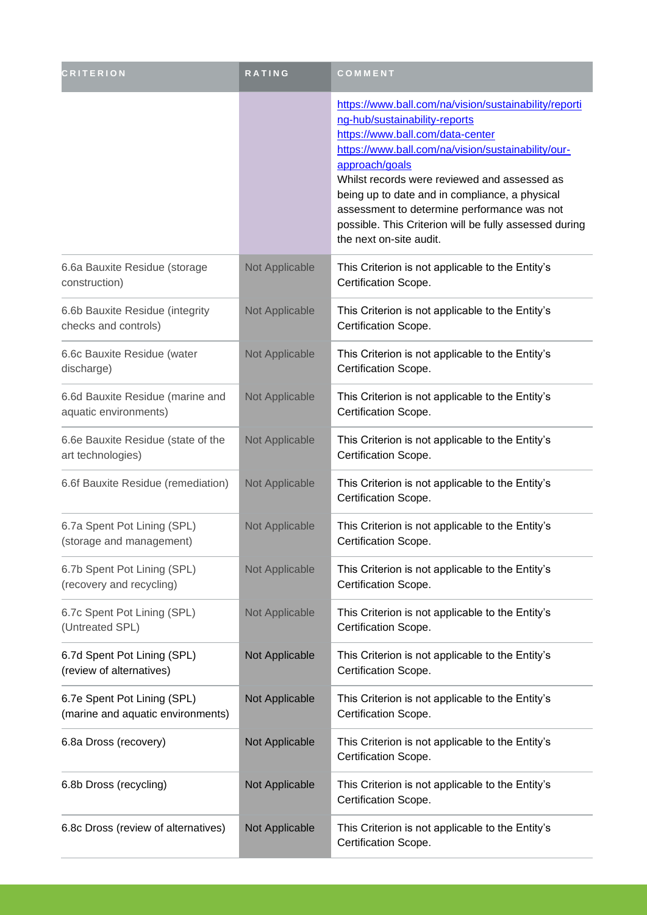| CRITERION | RATING | COMMENT |
|---|---|---|
| | | https://www.ball.com/na/vision/sustainability/reporting-hub/sustainability-reports<br>https://www.ball.com/data-center<br>https://www.ball.com/na/vision/sustainability/our-approach/goals<br>Whilst records were reviewed and assessed as being up to date and in compliance, a physical assessment to determine performance was not possible. This Criterion will be fully assessed during the next on-site audit. |
| 6.6a Bauxite Residue (storage construction) | Not Applicable | This Criterion is not applicable to the Entity's Certification Scope. |
| 6.6b Bauxite Residue (integrity checks and controls) | Not Applicable | This Criterion is not applicable to the Entity's Certification Scope. |
| 6.6c Bauxite Residue (water discharge) | Not Applicable | This Criterion is not applicable to the Entity's Certification Scope. |
| 6.6d Bauxite Residue (marine and aquatic environments) | Not Applicable | This Criterion is not applicable to the Entity's Certification Scope. |
| 6.6e Bauxite Residue (state of the art technologies) | Not Applicable | This Criterion is not applicable to the Entity's Certification Scope. |
| 6.6f Bauxite Residue (remediation) | Not Applicable | This Criterion is not applicable to the Entity's Certification Scope. |
| 6.7a Spent Pot Lining (SPL) (storage and management) | Not Applicable | This Criterion is not applicable to the Entity's Certification Scope. |
| 6.7b Spent Pot Lining (SPL) (recovery and recycling) | Not Applicable | This Criterion is not applicable to the Entity's Certification Scope. |
| 6.7c Spent Pot Lining (SPL) (Untreated SPL) | Not Applicable | This Criterion is not applicable to the Entity's Certification Scope. |
| 6.7d Spent Pot Lining (SPL) (review of alternatives) | Not Applicable | This Criterion is not applicable to the Entity's Certification Scope. |
| 6.7e Spent Pot Lining (SPL) (marine and aquatic environments) | Not Applicable | This Criterion is not applicable to the Entity's Certification Scope. |
| 6.8a Dross (recovery) | Not Applicable | This Criterion is not applicable to the Entity's Certification Scope. |
| 6.8b Dross (recycling) | Not Applicable | This Criterion is not applicable to the Entity's Certification Scope. |
| 6.8c Dross (review of alternatives) | Not Applicable | This Criterion is not applicable to the Entity's Certification Scope. |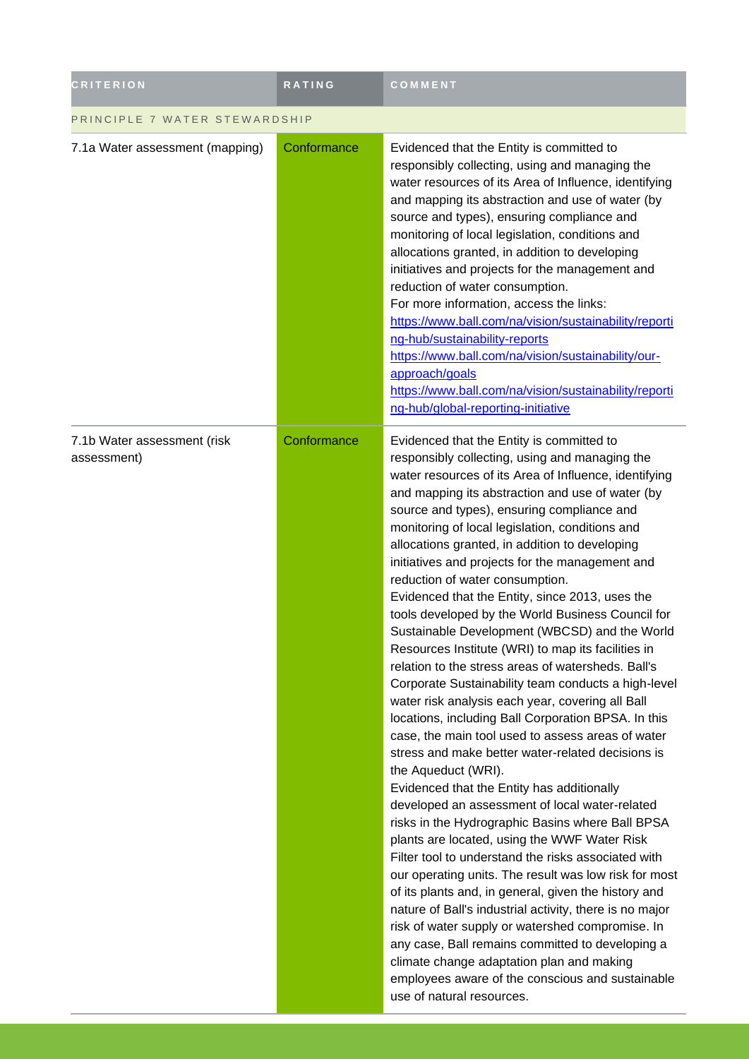| CRITERION | RATING | COMMENT |
| --- | --- | --- |
| PRINCIPLE 7 WATER STEWARDSHIP | | |
| 7.1a Water assessment (mapping) | Conformance | Evidenced that the Entity is committed to responsibly collecting, using and managing the water resources of its Area of Influence, identifying and mapping its abstraction and use of water (by source and types), ensuring compliance and monitoring of local legislation, conditions and allocations granted, in addition to developing initiatives and projects for the management and reduction of water consumption.<br>For more information, access the links:<br>https://www.ball.com/na/vision/sustainability/reporting-hub/sustainability-reports<br>https://www.ball.com/na/vision/sustainability/our-approach/goals<br>https://www.ball.com/na/vision/sustainability/reporting-hub/global-reporting-initiative |
| 7.1b Water assessment (risk assessment) | Conformance | Evidenced that the Entity is committed to responsibly collecting, using and managing the water resources of its Area of Influence, identifying and mapping its abstraction and use of water (by source and types), ensuring compliance and monitoring of local legislation, conditions and allocations granted, in addition to developing initiatives and projects for the management and reduction of water consumption.<br>Evidenced that the Entity, since 2013, uses the tools developed by the World Business Council for Sustainable Development (WBCSD) and the World Resources Institute (WRI) to map its facilities in relation to the stress areas of watersheds. Ball's Corporate Sustainability team conducts a high-level water risk analysis each year, covering all Ball locations, including Ball Corporation BPSA. In this case, the main tool used to assess areas of water stress and make better water-related decisions is the Aqueduct (WRI).<br>Evidenced that the Entity has additionally developed an assessment of local water-related risks in the Hydrographic Basins where Ball BPSA plants are located, using the WWF Water Risk Filter tool to understand the risks associated with our operating units. The result was low risk for most of its plants and, in general, given the history and nature of Ball's industrial activity, there is no major risk of water supply or watershed compromise. In any case, Ball remains committed to developing a climate change adaptation plan and making employees aware of the conscious and sustainable use of natural resources. |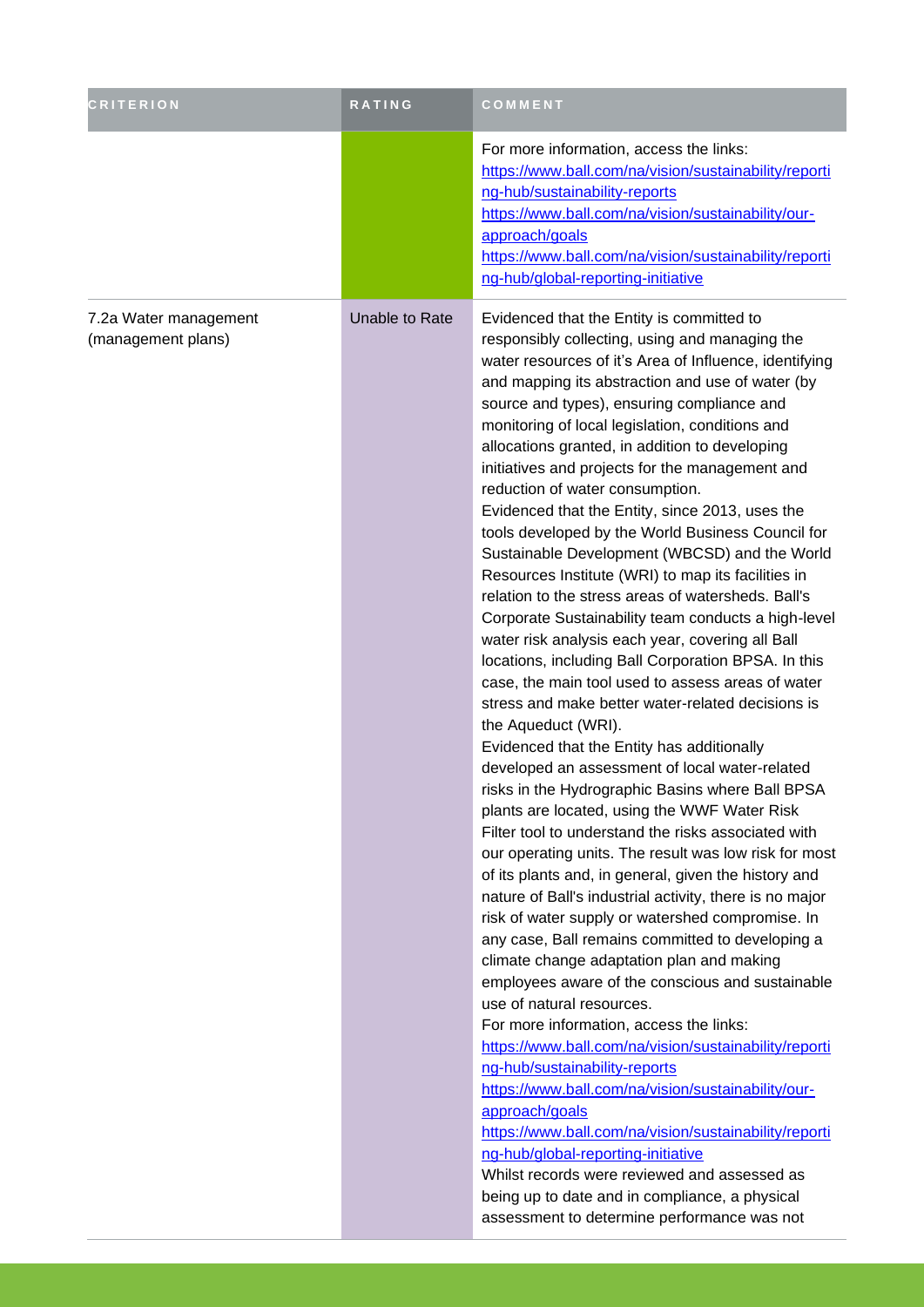| CRITERION | RATING | COMMENT |
| --- | --- | --- |
| | | For more information, access the links: https://www.ball.com/na/vision/sustainability/reporting-hub/sustainability-reports https://www.ball.com/na/vision/sustainability/our-approach/goals https://www.ball.com/na/vision/sustainability/reporting-hub/global-reporting-initiative |
| 7.2a Water management (management plans) | Unable to Rate | Evidenced that the Entity is committed to responsibly collecting, using and managing the water resources of it's Area of Influence, identifying and mapping its abstraction and use of water (by source and types), ensuring compliance and monitoring of local legislation, conditions and allocations granted, in addition to developing initiatives and projects for the management and reduction of water consumption.<br>Evidenced that the Entity, since 2013, uses the tools developed by the World Business Council for Sustainable Development (WBCSD) and the World Resources Institute (WRI) to map its facilities in relation to the stress areas of watersheds. Ball's Corporate Sustainability team conducts a high-level water risk analysis each year, covering all Ball locations, including Ball Corporation BPSA. In this case, the main tool used to assess areas of water stress and make better water-related decisions is the Aqueduct (WRI).<br>Evidenced that the Entity has additionally developed an assessment of local water-related risks in the Hydrographic Basins where Ball BPSA plants are located, using the WWF Water Risk Filter tool to understand the risks associated with our operating units. The result was low risk for most of its plants and, in general, given the history and nature of Ball's industrial activity, there is no major risk of water supply or watershed compromise. In any case, Ball remains committed to developing a climate change adaptation plan and making employees aware of the conscious and sustainable use of natural resources.<br>For more information, access the links: https://www.ball.com/na/vision/sustainability/reporting-hub/sustainability-reports https://www.ball.com/na/vision/sustainability/our-approach/goals https://www.ball.com/na/vision/sustainability/reporting-hub/global-reporting-initiative<br>Whilst records were reviewed and assessed as being up to date and in compliance, a physical assessment to determine performance was not |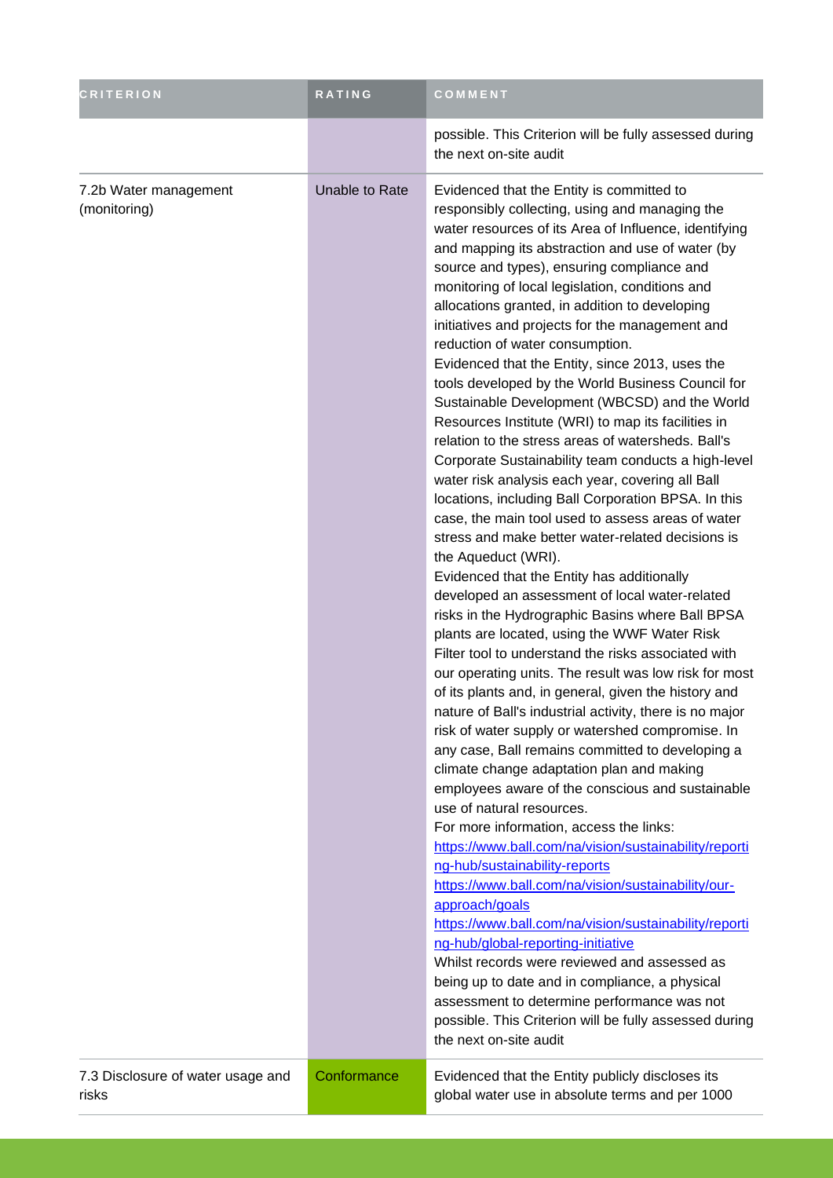| CRITERION | RATING | COMMENT |
|---|---|---|
| | | possible. This Criterion will be fully assessed during the next on-site audit |
| 7.2b Water management (monitoring) | Unable to Rate | Evidenced that the Entity is committed to responsibly collecting, using and managing the water resources of its Area of Influence, identifying and mapping its abstraction and use of water (by source and types), ensuring compliance and monitoring of local legislation, conditions and allocations granted, in addition to developing initiatives and projects for the management and reduction of water consumption.<br>Evidenced that the Entity, since 2013, uses the tools developed by the World Business Council for Sustainable Development (WBCSD) and the World Resources Institute (WRI) to map its facilities in relation to the stress areas of watersheds. Ball's Corporate Sustainability team conducts a high-level water risk analysis each year, covering all Ball locations, including Ball Corporation BPSA. In this case, the main tool used to assess areas of water stress and make better water-related decisions is the Aqueduct (WRI).<br>Evidenced that the Entity has additionally developed an assessment of local water-related risks in the Hydrographic Basins where Ball BPSA plants are located, using the WWF Water Risk Filter tool to understand the risks associated with our operating units. The result was low risk for most of its plants and, in general, given the history and nature of Ball's industrial activity, there is no major risk of water supply or watershed compromise. In any case, Ball remains committed to developing a climate change adaptation plan and making employees aware of the conscious and sustainable use of natural resources.<br>For more information, access the links:<br>https://www.ball.com/na/vision/sustainability/reporting-hub/sustainability-reports<br>https://www.ball.com/na/vision/sustainability/our-approach/goals<br>https://www.ball.com/na/vision/sustainability/reporting-hub/global-reporting-initiative<br>Whilst records were reviewed and assessed as being up to date and in compliance, a physical assessment to determine performance was not possible. This Criterion will be fully assessed during the next on-site audit |
| 7.3 Disclosure of water usage and risks | Conformance | Evidenced that the Entity publicly discloses its global water use in absolute terms and per 1000 |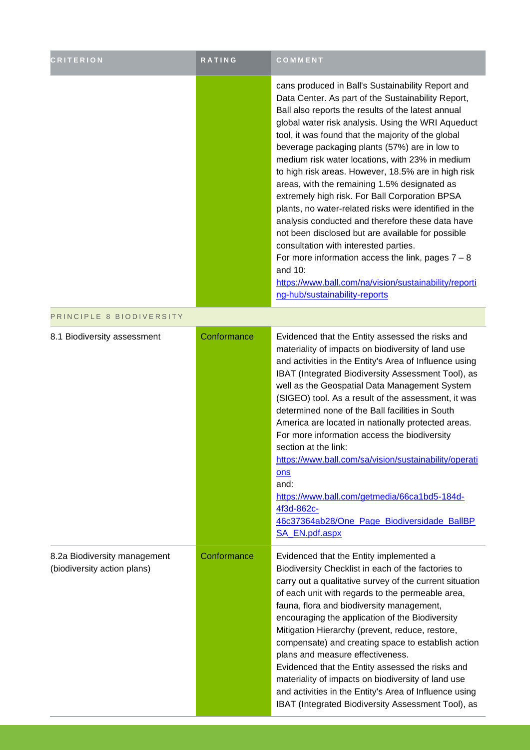| CRITERION | RATING | COMMENT |
| --- | --- | --- |
| | | cans produced in Ball's Sustainability Report and Data Center. As part of the Sustainability Report, Ball also reports the results of the latest annual global water risk analysis. Using the WRI Aqueduct tool, it was found that the majority of the global beverage packaging plants (57%) are in low to medium risk water locations, with 23% in medium to high risk areas. However, 18.5% are in high risk areas, with the remaining 1.5% designated as extremely high risk. For Ball Corporation BPSA plants, no water-related risks were identified in the analysis conducted and therefore these data have not been disclosed but are available for possible consultation with interested parties.<br>For more information access the link, pages 7 – 8 and 10:<br>https://www.ball.com/na/vision/sustainability/reporting-hub/sustainability-reports |
| PRINCIPLE 8 BIODIVERSITY | | |
| 8.1 Biodiversity assessment | Conformance | Evidenced that the Entity assessed the risks and materiality of impacts on biodiversity of land use and activities in the Entity's Area of Influence using IBAT (Integrated Biodiversity Assessment Tool), as well as the Geospatial Data Management System (SIGEO) tool. As a result of the assessment, it was determined none of the Ball facilities in South America are located in nationally protected areas.<br>For more information access the biodiversity section at the link:<br>https://www.ball.com/sa/vision/sustainability/operations<br>and:<br>https://www.ball.com/getmedia/66ca1bd5-184d-4f3d-862c-46c37364ab28/One_Page_Biodiversidade_BallBPSA_EN.pdf.aspx |
| 8.2a Biodiversity management (biodiversity action plans) | Conformance | Evidenced that the Entity implemented a Biodiversity Checklist in each of the factories to carry out a qualitative survey of the current situation of each unit with regards to the permeable area, fauna, flora and biodiversity management, encouraging the application of the Biodiversity Mitigation Hierarchy (prevent, reduce, restore, compensate) and creating space to establish action plans and measure effectiveness.<br>Evidenced that the Entity assessed the risks and materiality of impacts on biodiversity of land use and activities in the Entity's Area of Influence using IBAT (Integrated Biodiversity Assessment Tool), as |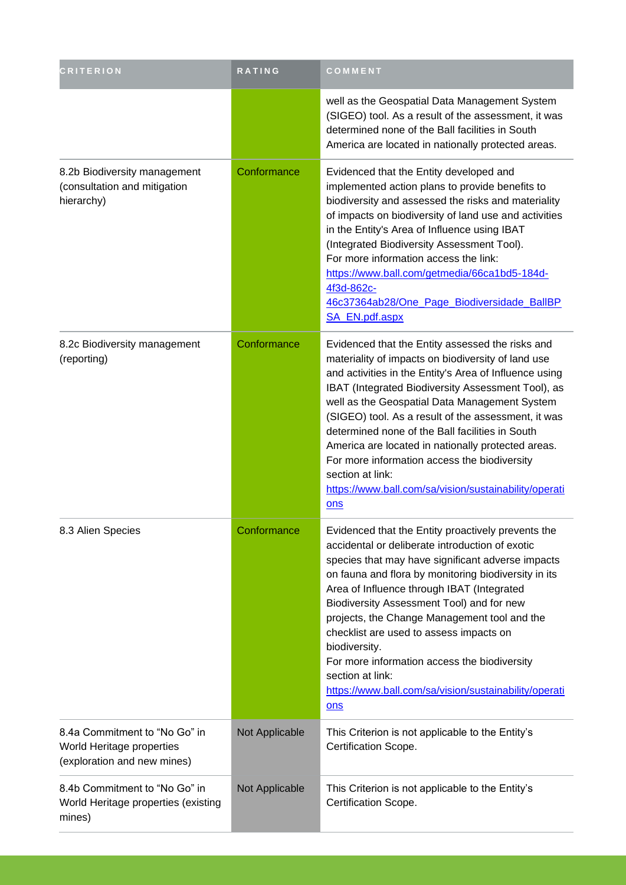| CRITERION | RATING | COMMENT |
| --- | --- | --- |
| | | well as the Geospatial Data Management System (SIGEO) tool. As a result of the assessment, it was determined none of the Ball facilities in South America are located in nationally protected areas. |
| 8.2b Biodiversity management (consultation and mitigation hierarchy) | Conformance | Evidenced that the Entity developed and implemented action plans to provide benefits to biodiversity and assessed the risks and materiality of impacts on biodiversity of land use and activities in the Entity's Area of Influence using IBAT (Integrated Biodiversity Assessment Tool). For more information access the link: https://www.ball.com/getmedia/66ca1bd5-184d-4f3d-862c-46c37364ab28/One_Page_Biodiversidade_BallBPSA_EN.pdf.aspx |
| 8.2c Biodiversity management (reporting) | Conformance | Evidenced that the Entity assessed the risks and materiality of impacts on biodiversity of land use and activities in the Entity's Area of Influence using IBAT (Integrated Biodiversity Assessment Tool), as well as the Geospatial Data Management System (SIGEO) tool. As a result of the assessment, it was determined none of the Ball facilities in South America are located in nationally protected areas. For more information access the biodiversity section at link: https://www.ball.com/sa/vision/sustainability/operations |
| 8.3 Alien Species | Conformance | Evidenced that the Entity proactively prevents the accidental or deliberate introduction of exotic species that may have significant adverse impacts on fauna and flora by monitoring biodiversity in its Area of Influence through IBAT (Integrated Biodiversity Assessment Tool) and for new projects, the Change Management tool and the checklist are used to assess impacts on biodiversity. For more information access the biodiversity section at link: https://www.ball.com/sa/vision/sustainability/operations |
| 8.4a Commitment to "No Go" in World Heritage properties (exploration and new mines) | Not Applicable | This Criterion is not applicable to the Entity's Certification Scope. |
| 8.4b Commitment to "No Go" in World Heritage properties (existing mines) | Not Applicable | This Criterion is not applicable to the Entity's Certification Scope. |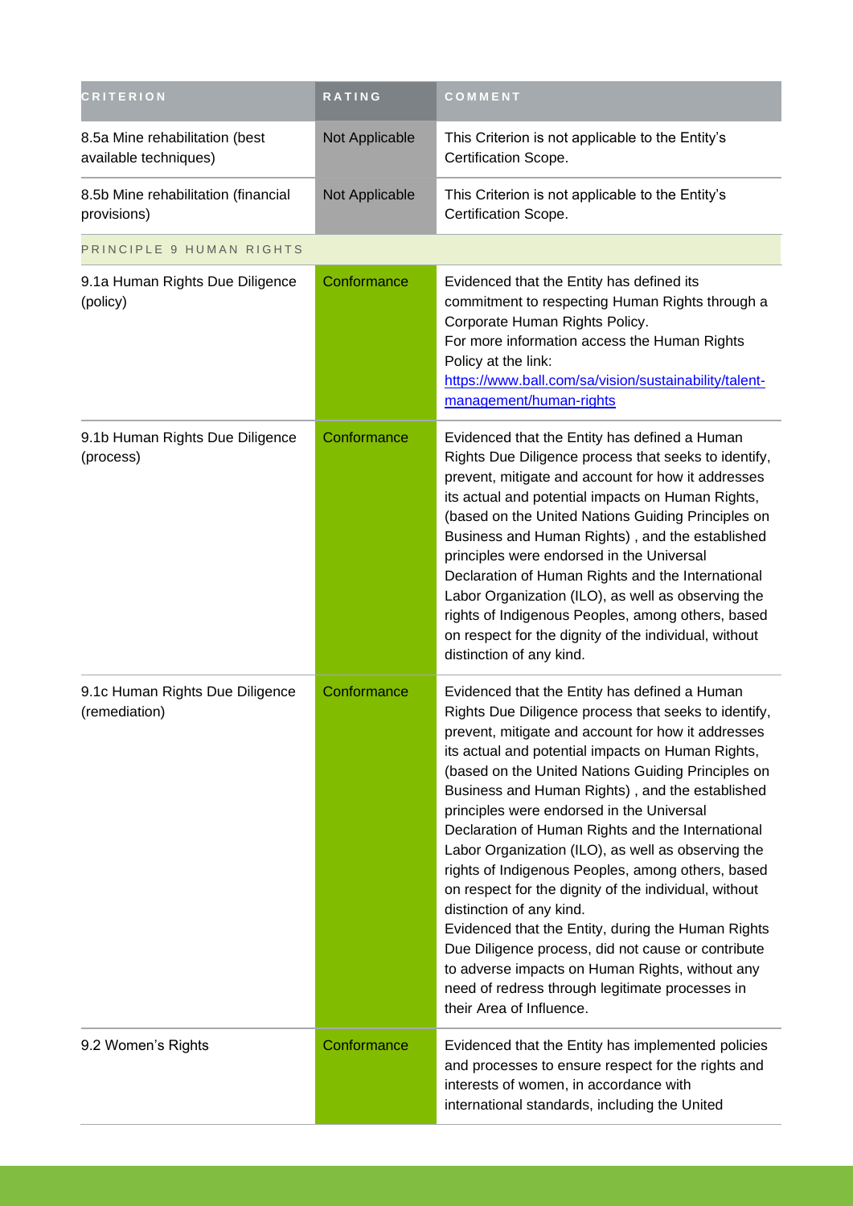| CRITERION | RATING | COMMENT |
| --- | --- | --- |
| 8.5a Mine rehabilitation (best available techniques) | Not Applicable | This Criterion is not applicable to the Entity's Certification Scope. |
| 8.5b Mine rehabilitation (financial provisions) | Not Applicable | This Criterion is not applicable to the Entity's Certification Scope. |
| PRINCIPLE 9 HUMAN RIGHTS | | |
| 9.1a Human Rights Due Diligence (policy) | Conformance | Evidenced that the Entity has defined its commitment to respecting Human Rights through a Corporate Human Rights Policy.<br>For more information access the Human Rights Policy at the link:<br>https://www.ball.com/sa/vision/sustainability/talent-management/human-rights |
| 9.1b Human Rights Due Diligence (process) | Conformance | Evidenced that the Entity has defined a Human Rights Due Diligence process that seeks to identify, prevent, mitigate and account for how it addresses its actual and potential impacts on Human Rights, (based on the United Nations Guiding Principles on Business and Human Rights) , and the established principles were endorsed in the Universal Declaration of Human Rights and the International Labor Organization (ILO), as well as observing the rights of Indigenous Peoples, among others, based on respect for the dignity of the individual, without distinction of any kind. |
| 9.1c Human Rights Due Diligence (remediation) | Conformance | Evidenced that the Entity has defined a Human Rights Due Diligence process that seeks to identify, prevent, mitigate and account for how it addresses its actual and potential impacts on Human Rights, (based on the United Nations Guiding Principles on Business and Human Rights) , and the established principles were endorsed in the Universal Declaration of Human Rights and the International Labor Organization (ILO), as well as observing the rights of Indigenous Peoples, among others, based on respect for the dignity of the individual, without distinction of any kind.<br>Evidenced that the Entity, during the Human Rights Due Diligence process, did not cause or contribute to adverse impacts on Human Rights, without any need of redress through legitimate processes in their Area of Influence. |
| 9.2 Women's Rights | Conformance | Evidenced that the Entity has implemented policies and processes to ensure respect for the rights and interests of women, in accordance with international standards, including the United |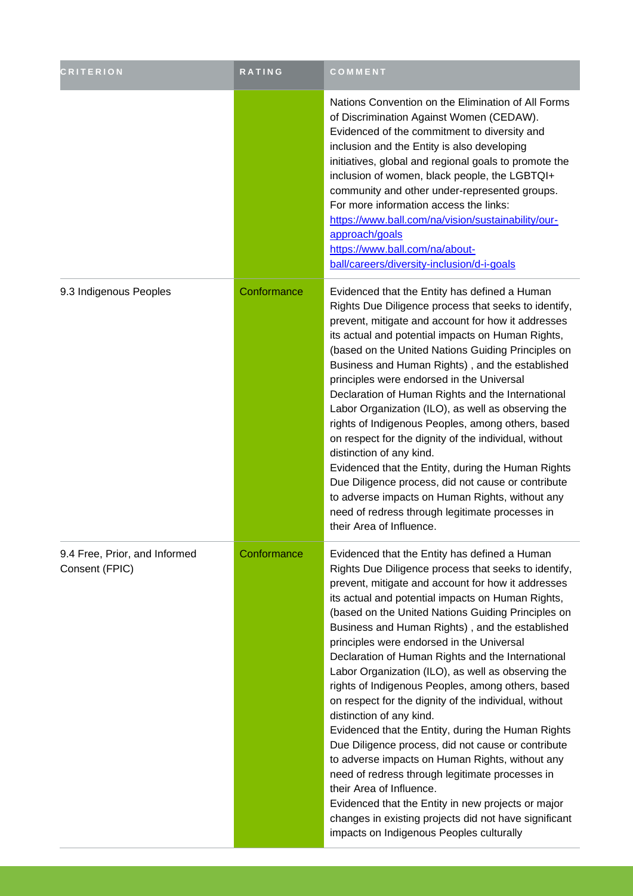| CRITERION | RATING | COMMENT |
| --- | --- | --- |
| | | Nations Convention on the Elimination of All Forms of Discrimination Against Women (CEDAW). Evidenced of the commitment to diversity and inclusion and the Entity is also developing initiatives, global and regional goals to promote the inclusion of women, black people, the LGBTQI+ community and other under-represented groups. For more information access the links: https://www.ball.com/na/vision/sustainability/our-approach/goals https://www.ball.com/na/about-ball/careers/diversity-inclusion/d-i-goals |
| 9.3 Indigenous Peoples | Conformance | Evidenced that the Entity has defined a Human Rights Due Diligence process that seeks to identify, prevent, mitigate and account for how it addresses its actual and potential impacts on Human Rights, (based on the United Nations Guiding Principles on Business and Human Rights) , and the established principles were endorsed in the Universal Declaration of Human Rights and the International Labor Organization (ILO), as well as observing the rights of Indigenous Peoples, among others, based on respect for the dignity of the individual, without distinction of any kind. Evidenced that the Entity, during the Human Rights Due Diligence process, did not cause or contribute to adverse impacts on Human Rights, without any need of redress through legitimate processes in their Area of Influence. |
| 9.4 Free, Prior, and Informed Consent (FPIC) | Conformance | Evidenced that the Entity has defined a Human Rights Due Diligence process that seeks to identify, prevent, mitigate and account for how it addresses its actual and potential impacts on Human Rights, (based on the United Nations Guiding Principles on Business and Human Rights) , and the established principles were endorsed in the Universal Declaration of Human Rights and the International Labor Organization (ILO), as well as observing the rights of Indigenous Peoples, among others, based on respect for the dignity of the individual, without distinction of any kind. Evidenced that the Entity, during the Human Rights Due Diligence process, did not cause or contribute to adverse impacts on Human Rights, without any need of redress through legitimate processes in their Area of Influence. Evidenced that the Entity in new projects or major changes in existing projects did not have significant impacts on Indigenous Peoples culturally |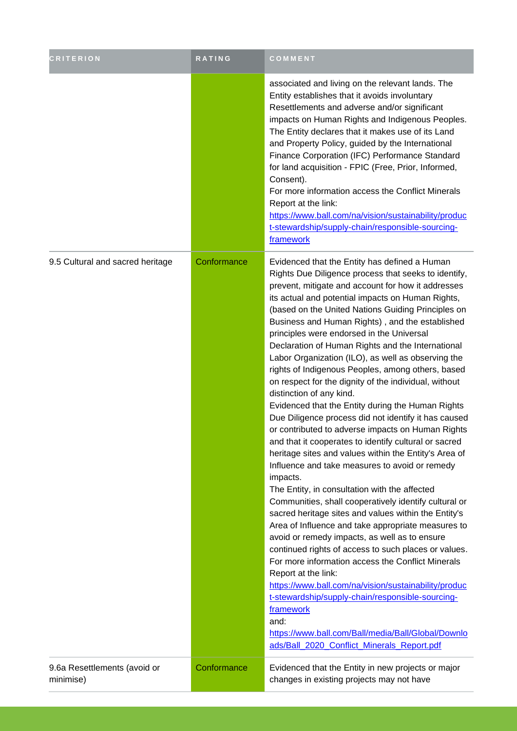| CRITERION | RATING | COMMENT |
| --- | --- | --- |
| | | associated and living on the relevant lands. The Entity establishes that it avoids involuntary Resettlements and adverse and/or significant impacts on Human Rights and Indigenous Peoples. The Entity declares that it makes use of its Land and Property Policy, guided by the International Finance Corporation (IFC) Performance Standard for land acquisition - FPIC (Free, Prior, Informed, Consent).<br>For more information access the Conflict Minerals Report at the link:<br>[https://www.ball.com/na/vision/sustainability/product-stewardship/supply-chain/responsible-sourcing-framework](https://www.ball.com/na/vision/sustainability/product-stewardship/supply-chain/responsible-sourcing-framework) |
| 9.5 Cultural and sacred heritage | Conformance | Evidenced that the Entity has defined a Human Rights Due Diligence process that seeks to identify, prevent, mitigate and account for how it addresses its actual and potential impacts on Human Rights, (based on the United Nations Guiding Principles on Business and Human Rights) , and the established principles were endorsed in the Universal Declaration of Human Rights and the International Labor Organization (ILO), as well as observing the rights of Indigenous Peoples, among others, based on respect for the dignity of the individual, without distinction of any kind.<br>Evidenced that the Entity during the Human Rights Due Diligence process did not identify it has caused or contributed to adverse impacts on Human Rights and that it cooperates to identify cultural or sacred heritage sites and values within the Entity's Area of Influence and take measures to avoid or remedy impacts.<br>The Entity, in consultation with the affected Communities, shall cooperatively identify cultural or sacred heritage sites and values within the Entity's Area of Influence and take appropriate measures to avoid or remedy impacts, as well as to ensure continued rights of access to such places or values.<br>For more information access the Conflict Minerals Report at the link:<br>[https://www.ball.com/na/vision/sustainability/product-stewardship/supply-chain/responsible-sourcing-framework](https://www.ball.com/na/vision/sustainability/product-stewardship/supply-chain/responsible-sourcing-framework)<br>and:<br>[https://www.ball.com/Ball/media/Ball/Global/Downloads/Ball_2020_Conflict_Minerals_Report.pdf](https://www.ball.com/Ball/media/Ball/Global/Downloads/Ball_2020_Conflict_Minerals_Report.pdf) |
| 9.6a Resettlements (avoid or minimise) | Conformance | Evidenced that the Entity in new projects or major changes in existing projects may not have |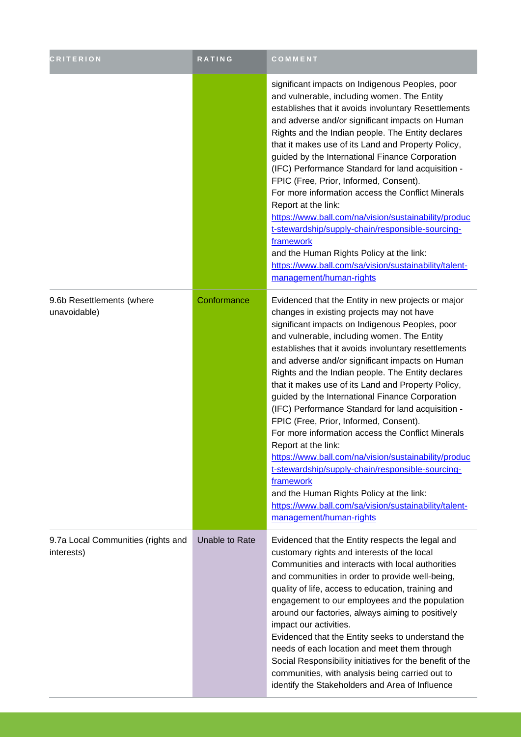| CRITERION | RATING | COMMENT |
|---|---|---|
| | | significant impacts on Indigenous Peoples, poor and vulnerable, including women. The Entity establishes that it avoids involuntary Resettlements and adverse and/or significant impacts on Human Rights and the Indian people. The Entity declares that it makes use of its Land and Property Policy, guided by the International Finance Corporation (IFC) Performance Standard for land acquisition - FPIC (Free, Prior, Informed, Consent).<br>For more information access the Conflict Minerals Report at the link:<br>[https://www.ball.com/na/vision/sustainability/product-stewardship/supply-chain/responsible-sourcing-framework](https://www.ball.com/na/vision/sustainability/product-stewardship/supply-chain/responsible-sourcing-framework)<br>and the Human Rights Policy at the link:<br>[https://www.ball.com/sa/vision/sustainability/talent-management/human-rights](https://www.ball.com/sa/vision/sustainability/talent-management/human-rights) |
| 9.6b Resettlements (where unavoidable) | Conformance | Evidenced that the Entity in new projects or major changes in existing projects may not have significant impacts on Indigenous Peoples, poor and vulnerable, including women. The Entity establishes that it avoids involuntary resettlements and adverse and/or significant impacts on Human Rights and the Indian people. The Entity declares that it makes use of its Land and Property Policy, guided by the International Finance Corporation (IFC) Performance Standard for land acquisition - FPIC (Free, Prior, Informed, Consent).<br>For more information access the Conflict Minerals Report at the link:<br>[https://www.ball.com/na/vision/sustainability/product-stewardship/supply-chain/responsible-sourcing-framework](https://www.ball.com/na/vision/sustainability/product-stewardship/supply-chain/responsible-sourcing-framework)<br>and the Human Rights Policy at the link:<br>[https://www.ball.com/sa/vision/sustainability/talent-management/human-rights](https://www.ball.com/sa/vision/sustainability/talent-management/human-rights) |
| 9.7a Local Communities (rights and interests) | Unable to Rate | Evidenced that the Entity respects the legal and customary rights and interests of the local Communities and interacts with local authorities and communities in order to provide well-being, quality of life, access to education, training and engagement to our employees and the population around our factories, always aiming to positively impact our activities.<br>Evidenced that the Entity seeks to understand the needs of each location and meet them through Social Responsibility initiatives for the benefit of the communities, with analysis being carried out to identify the Stakeholders and Area of Influence |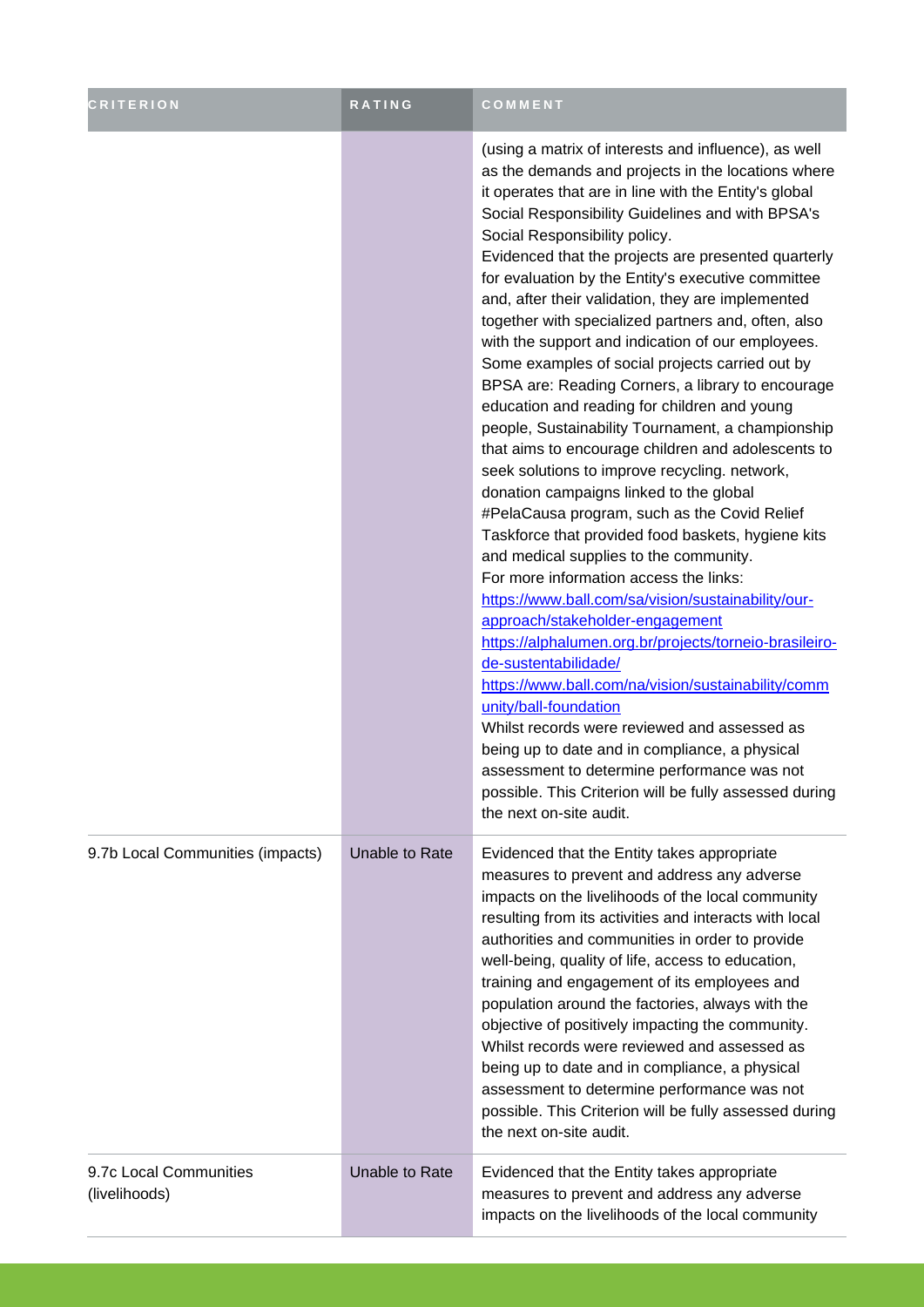| CRITERION | RATING | COMMENT |
| --- | --- | --- |
| | | (using a matrix of interests and influence), as well as the demands and projects in the locations where it operates that are in line with the Entity's global Social Responsibility Guidelines and with BPSA's Social Responsibility policy.<br>Evidenced that the projects are presented quarterly for evaluation by the Entity's executive committee and, after their validation, they are implemented together with specialized partners and, often, also with the support and indication of our employees. Some examples of social projects carried out by BPSA are: Reading Corners, a library to encourage education and reading for children and young people, Sustainability Tournament, a championship that aims to encourage children and adolescents to seek solutions to improve recycling. network, donation campaigns linked to the global #PelaCausa program, such as the Covid Relief Taskforce that provided food baskets, hygiene kits and medical supplies to the community.<br>For more information access the links:<br>https://www.ball.com/sa/vision/sustainability/our-approach/stakeholder-engagement<br>https://alphalumen.org.br/projects/torneio-brasileiro-de-sustentabilidade/<br>https://www.ball.com/na/vision/sustainability/community/ball-foundation<br>Whilst records were reviewed and assessed as being up to date and in compliance, a physical assessment to determine performance was not possible. This Criterion will be fully assessed during the next on-site audit. |
| 9.7b Local Communities (impacts) | Unable to Rate | Evidenced that the Entity takes appropriate measures to prevent and address any adverse impacts on the livelihoods of the local community resulting from its activities and interacts with local authorities and communities in order to provide well-being, quality of life, access to education, training and engagement of its employees and population around the factories, always with the objective of positively impacting the community.<br>Whilst records were reviewed and assessed as being up to date and in compliance, a physical assessment to determine performance was not possible. This Criterion will be fully assessed during the next on-site audit. |
| 9.7c Local Communities (livelihoods) | Unable to Rate | Evidenced that the Entity takes appropriate measures to prevent and address any adverse impacts on the livelihoods of the local community |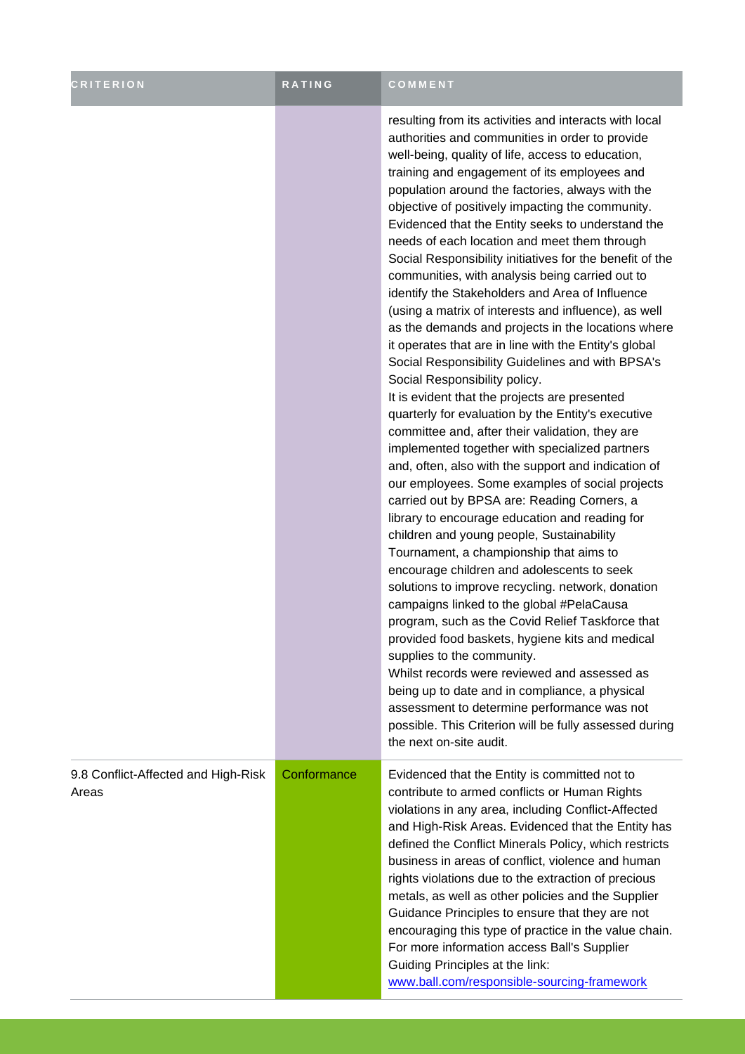| CRITERION | RATING | COMMENT |
| --- | --- | --- |
| | | resulting from its activities and interacts with local authorities and communities in order to provide well-being, quality of life, access to education, training and engagement of its employees and population around the factories, always with the objective of positively impacting the community. Evidenced that the Entity seeks to understand the needs of each location and meet them through Social Responsibility initiatives for the benefit of the communities, with analysis being carried out to identify the Stakeholders and Area of Influence (using a matrix of interests and influence), as well as the demands and projects in the locations where it operates that are in line with the Entity's global Social Responsibility Guidelines and with BPSA's Social Responsibility policy.<br>It is evident that the projects are presented quarterly for evaluation by the Entity's executive committee and, after their validation, they are implemented together with specialized partners and, often, also with the support and indication of our employees. Some examples of social projects carried out by BPSA are: Reading Corners, a library to encourage education and reading for children and young people, Sustainability Tournament, a championship that aims to encourage children and adolescents to seek solutions to improve recycling. network, donation campaigns linked to the global #PelaCausa program, such as the Covid Relief Taskforce that provided food baskets, hygiene kits and medical supplies to the community.<br>Whilst records were reviewed and assessed as being up to date and in compliance, a physical assessment to determine performance was not possible. This Criterion will be fully assessed during the next on-site audit. |
| 9.8 Conflict-Affected and High-Risk Areas | Conformance | Evidenced that the Entity is committed not to contribute to armed conflicts or Human Rights violations in any area, including Conflict-Affected and High-Risk Areas. Evidenced that the Entity has defined the Conflict Minerals Policy, which restricts business in areas of conflict, violence and human rights violations due to the extraction of precious metals, as well as other policies and the Supplier Guidance Principles to ensure that they are not encouraging this type of practice in the value chain. For more information access Ball's Supplier Guiding Principles at the link: [www.ball.com/responsible-sourcing-framework](www.ball.com/responsible-sourcing-framework) |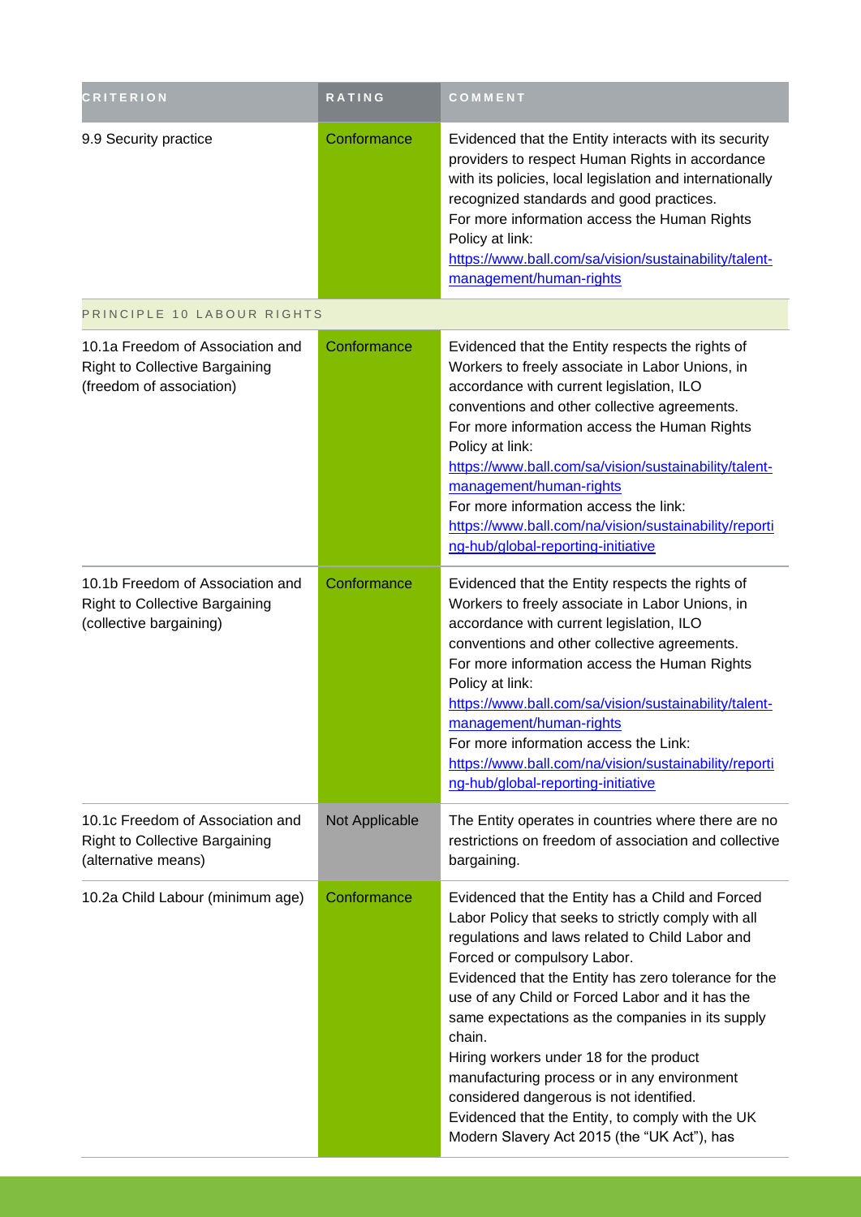| CRITERION | RATING | COMMENT |
|---|---|---|
| 9.9 Security practice | Conformance | Evidenced that the Entity interacts with its security providers to respect Human Rights in accordance with its policies, local legislation and internationally recognized standards and good practices.<br>For more information access the Human Rights Policy at link:<br>https://www.ball.com/sa/vision/sustainability/talent-management/human-rights |
| PRINCIPLE 10 LABOUR RIGHTS | | |
| 10.1a Freedom of Association and Right to Collective Bargaining (freedom of association) | Conformance | Evidenced that the Entity respects the rights of Workers to freely associate in Labor Unions, in accordance with current legislation, ILO conventions and other collective agreements.<br>For more information access the Human Rights Policy at link:<br>https://www.ball.com/sa/vision/sustainability/talent-management/human-rights<br>For more information access the link:<br>https://www.ball.com/na/vision/sustainability/reporting-hub/global-reporting-initiative |
| 10.1b Freedom of Association and Right to Collective Bargaining (collective bargaining) | Conformance | Evidenced that the Entity respects the rights of Workers to freely associate in Labor Unions, in accordance with current legislation, ILO conventions and other collective agreements.<br>For more information access the Human Rights Policy at link:<br>https://www.ball.com/sa/vision/sustainability/talent-management/human-rights<br>For more information access the Link:<br>https://www.ball.com/na/vision/sustainability/reporting-hub/global-reporting-initiative |
| 10.1c Freedom of Association and Right to Collective Bargaining (alternative means) | Not Applicable | The Entity operates in countries where there are no restrictions on freedom of association and collective bargaining. |
| 10.2a Child Labour (minimum age) | Conformance | Evidenced that the Entity has a Child and Forced Labor Policy that seeks to strictly comply with all regulations and laws related to Child Labor and Forced or compulsory Labor.<br>Evidenced that the Entity has zero tolerance for the use of any Child or Forced Labor and it has the same expectations as the companies in its supply chain.<br>Hiring workers under 18 for the product manufacturing process or in any environment considered dangerous is not identified.<br>Evidenced that the Entity, to comply with the UK Modern Slavery Act 2015 (the "UK Act"), has |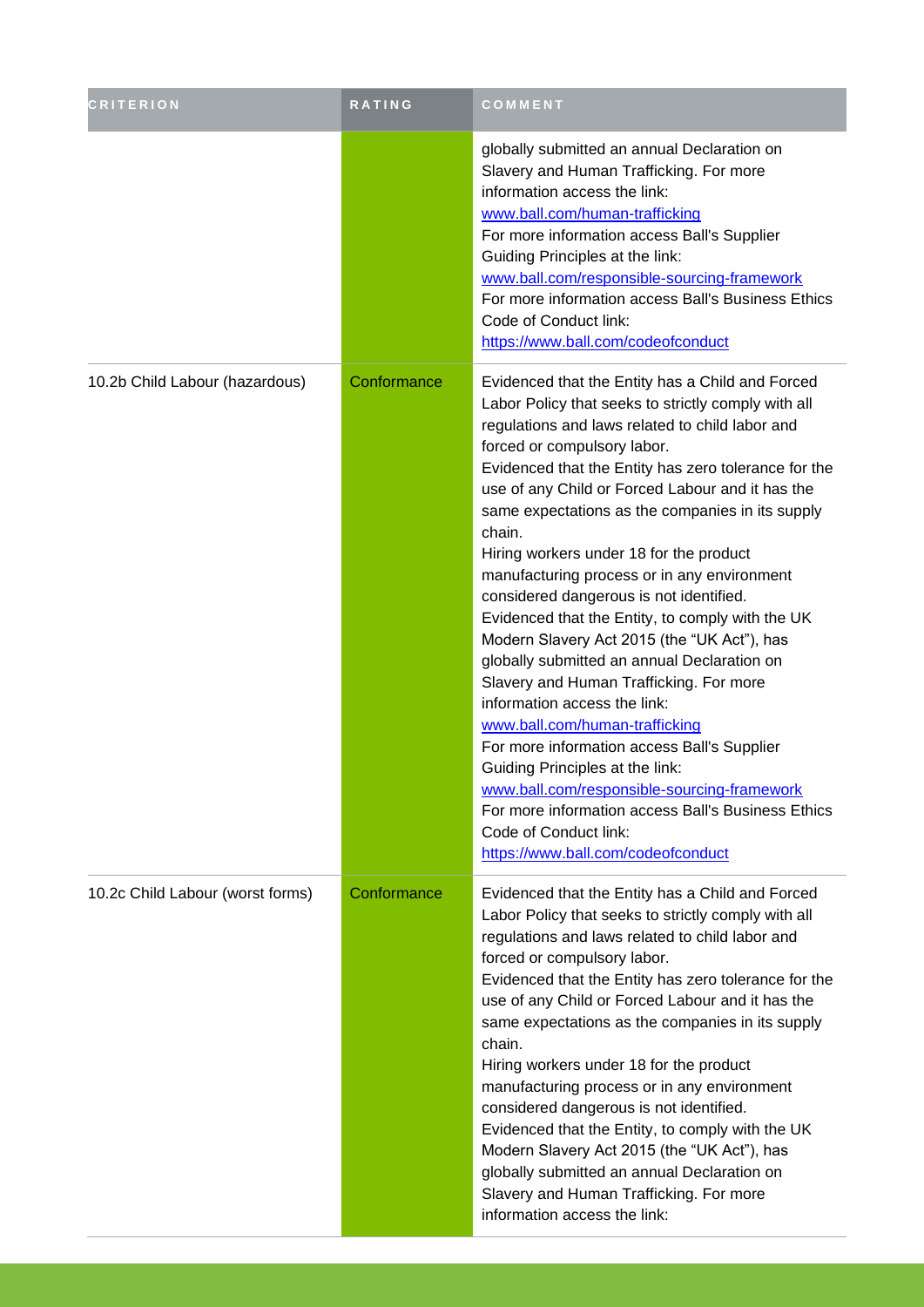| CRITERION | RATING | COMMENT |
|---|---|---|
| | | globally submitted an annual Declaration on Slavery and Human Trafficking. For more information access the link: www.ball.com/human-trafficking For more information access Ball's Supplier Guiding Principles at the link: www.ball.com/responsible-sourcing-framework For more information access Ball's Business Ethics Code of Conduct link: https://www.ball.com/codeofconduct |
| 10.2b Child Labour (hazardous) | Conformance | Evidenced that the Entity has a Child and Forced Labor Policy that seeks to strictly comply with all regulations and laws related to child labor and forced or compulsory labor. Evidenced that the Entity has zero tolerance for the use of any Child or Forced Labour and it has the same expectations as the companies in its supply chain. Hiring workers under 18 for the product manufacturing process or in any environment considered dangerous is not identified. Evidenced that the Entity, to comply with the UK Modern Slavery Act 2015 (the "UK Act"), has globally submitted an annual Declaration on Slavery and Human Trafficking. For more information access the link: www.ball.com/human-trafficking For more information access Ball's Supplier Guiding Principles at the link: www.ball.com/responsible-sourcing-framework For more information access Ball's Business Ethics Code of Conduct link: https://www.ball.com/codeofconduct |
| 10.2c Child Labour (worst forms) | Conformance | Evidenced that the Entity has a Child and Forced Labor Policy that seeks to strictly comply with all regulations and laws related to child labor and forced or compulsory labor. Evidenced that the Entity has zero tolerance for the use of any Child or Forced Labour and it has the same expectations as the companies in its supply chain. Hiring workers under 18 for the product manufacturing process or in any environment considered dangerous is not identified. Evidenced that the Entity, to comply with the UK Modern Slavery Act 2015 (the "UK Act"), has globally submitted an annual Declaration on Slavery and Human Trafficking. For more information access the link: |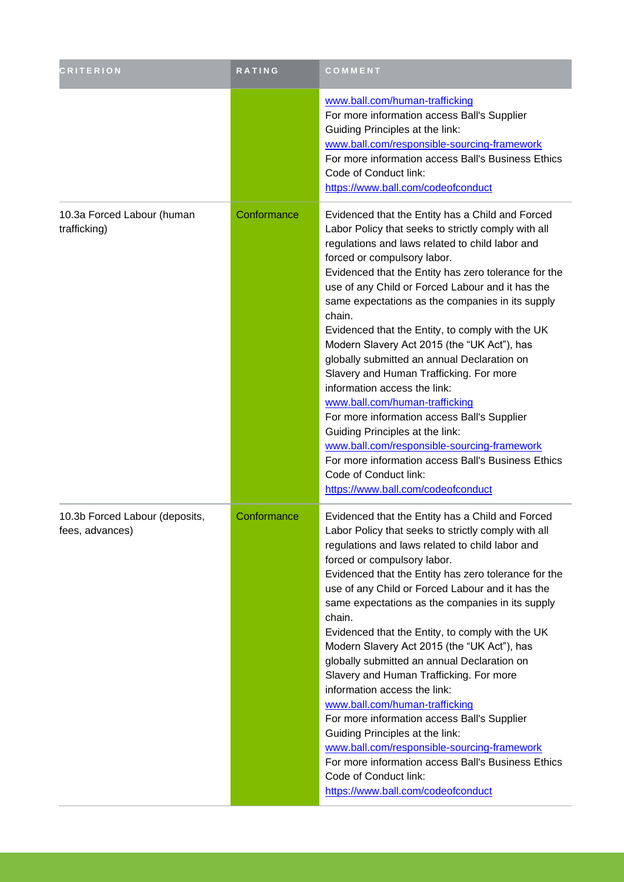| CRITERION | RATING | COMMENT |
| --- | --- | --- |
| | | www.ball.com/human-trafficking<br>For more information access Ball's Supplier Guiding Principles at the link:<br>www.ball.com/responsible-sourcing-framework<br>For more information access Ball's Business Ethics Code of Conduct link:<br>https://www.ball.com/codeofconduct |
| 10.3a Forced Labour (human trafficking) | Conformance | Evidenced that the Entity has a Child and Forced Labor Policy that seeks to strictly comply with all regulations and laws related to child labor and forced or compulsory labor.<br>Evidenced that the Entity has zero tolerance for the use of any Child or Forced Labour and it has the same expectations as the companies in its supply chain.<br>Evidenced that the Entity, to comply with the UK Modern Slavery Act 2015 (the "UK Act"), has globally submitted an annual Declaration on Slavery and Human Trafficking. For more information access the link:<br>www.ball.com/human-trafficking<br>For more information access Ball's Supplier Guiding Principles at the link:<br>www.ball.com/responsible-sourcing-framework<br>For more information access Ball's Business Ethics Code of Conduct link:<br>https://www.ball.com/codeofconduct |
| 10.3b Forced Labour (deposits, fees, advances) | Conformance | Evidenced that the Entity has a Child and Forced Labor Policy that seeks to strictly comply with all regulations and laws related to child labor and forced or compulsory labor.<br>Evidenced that the Entity has zero tolerance for the use of any Child or Forced Labour and it has the same expectations as the companies in its supply chain.<br>Evidenced that the Entity, to comply with the UK Modern Slavery Act 2015 (the "UK Act"), has globally submitted an annual Declaration on Slavery and Human Trafficking. For more information access the link:<br>www.ball.com/human-trafficking<br>For more information access Ball's Supplier Guiding Principles at the link:<br>www.ball.com/responsible-sourcing-framework<br>For more information access Ball's Business Ethics Code of Conduct link:<br>https://www.ball.com/codeofconduct |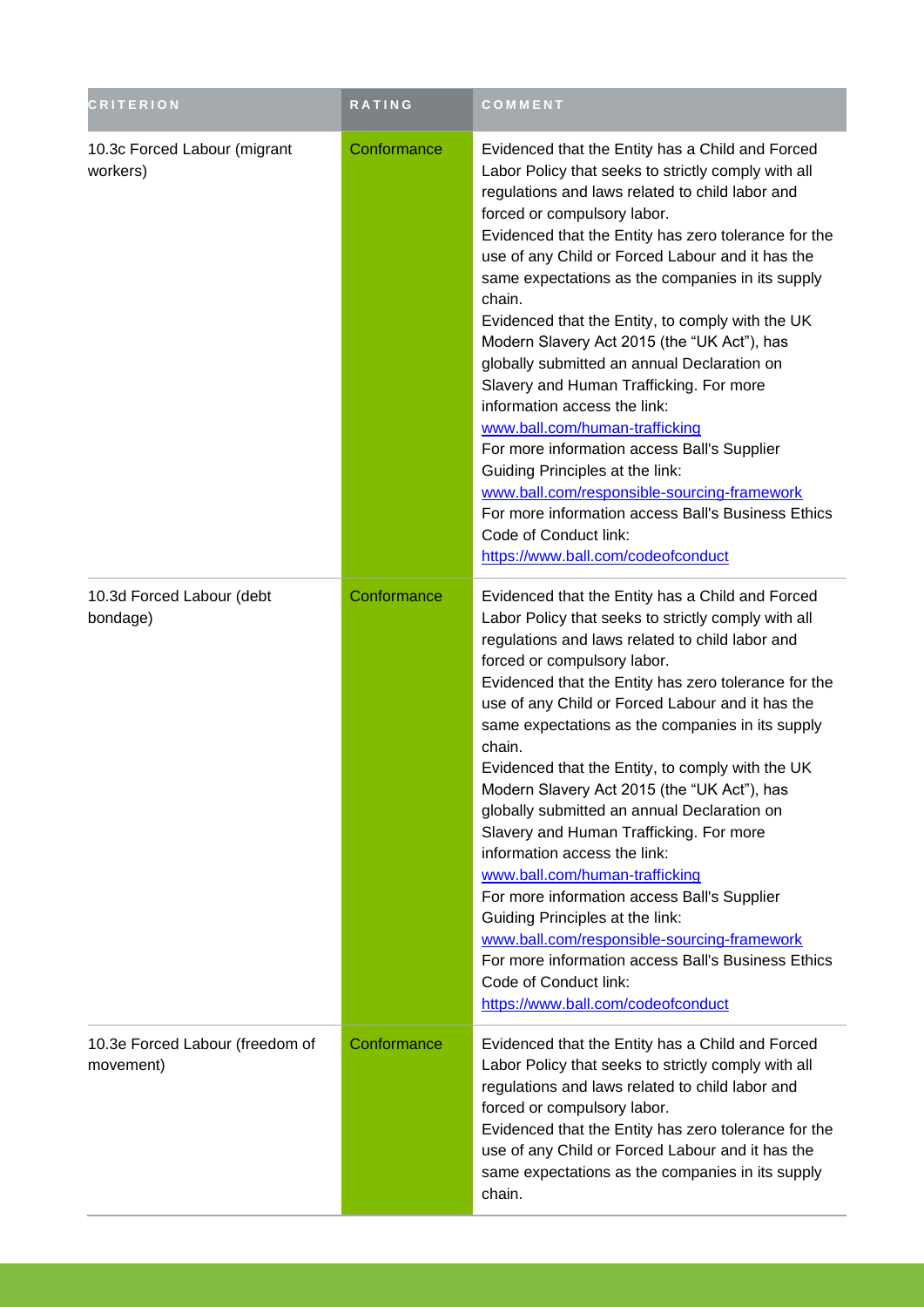| CRITERION | RATING | COMMENT |
| --- | --- | --- |
| 10.3c Forced Labour (migrant workers) | Conformance | Evidenced that the Entity has a Child and Forced Labor Policy that seeks to strictly comply with all regulations and laws related to child labor and forced or compulsory labor.<br>Evidenced that the Entity has zero tolerance for the use of any Child or Forced Labour and it has the same expectations as the companies in its supply chain.<br>Evidenced that the Entity, to comply with the UK Modern Slavery Act 2015 (the "UK Act"), has globally submitted an annual Declaration on Slavery and Human Trafficking. For more information access the link:<br>www.ball.com/human-trafficking<br>For more information access Ball's Supplier Guiding Principles at the link:<br>www.ball.com/responsible-sourcing-framework<br>For more information access Ball's Business Ethics Code of Conduct link:<br>https://www.ball.com/codeofconduct |
| 10.3d Forced Labour (debt bondage) | Conformance | Evidenced that the Entity has a Child and Forced Labor Policy that seeks to strictly comply with all regulations and laws related to child labor and forced or compulsory labor.<br>Evidenced that the Entity has zero tolerance for the use of any Child or Forced Labour and it has the same expectations as the companies in its supply chain.<br>Evidenced that the Entity, to comply with the UK Modern Slavery Act 2015 (the "UK Act"), has globally submitted an annual Declaration on Slavery and Human Trafficking. For more information access the link:<br>www.ball.com/human-trafficking<br>For more information access Ball's Supplier Guiding Principles at the link:<br>www.ball.com/responsible-sourcing-framework<br>For more information access Ball's Business Ethics Code of Conduct link:<br>https://www.ball.com/codeofconduct |
| 10.3e Forced Labour (freedom of movement) | Conformance | Evidenced that the Entity has a Child and Forced Labor Policy that seeks to strictly comply with all regulations and laws related to child labor and forced or compulsory labor.<br>Evidenced that the Entity has zero tolerance for the use of any Child or Forced Labour and it has the same expectations as the companies in its supply chain. |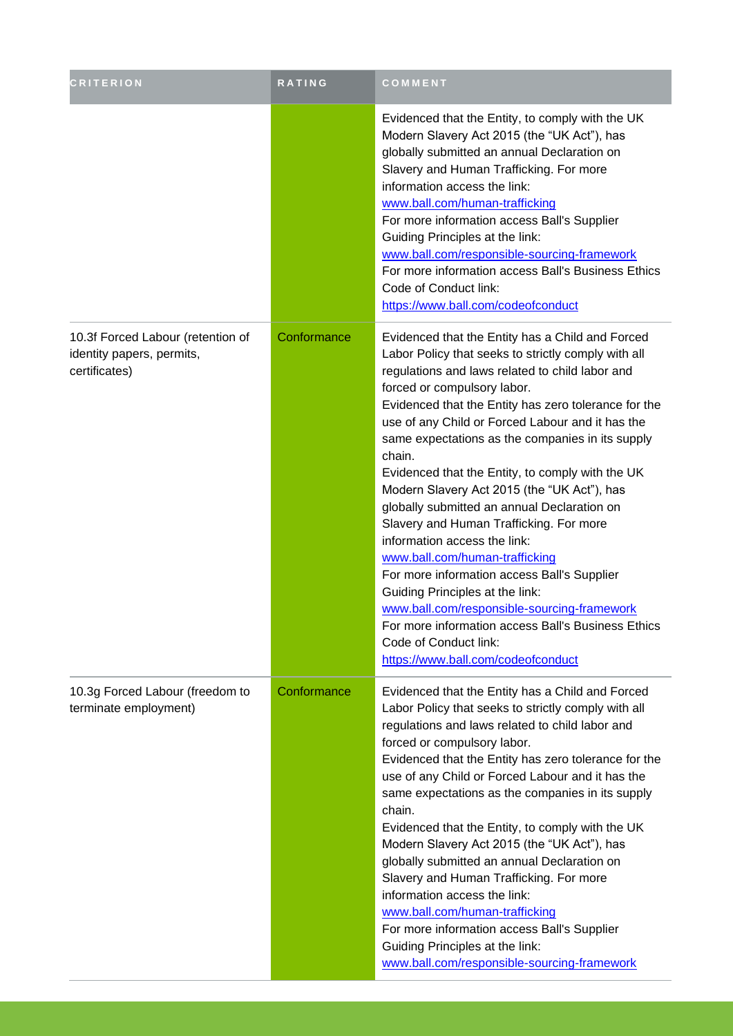| CRITERION | RATING | COMMENT |
| --- | --- | --- |
| | | Evidenced that the Entity, to comply with the UK Modern Slavery Act 2015 (the "UK Act"), has globally submitted an annual Declaration on Slavery and Human Trafficking. For more information access the link: www.ball.com/human-trafficking<br>For more information access Ball's Supplier Guiding Principles at the link: www.ball.com/responsible-sourcing-framework<br>For more information access Ball's Business Ethics Code of Conduct link: https://www.ball.com/codeofconduct |
| 10.3f Forced Labour (retention of identity papers, permits, certificates) | Conformance | Evidenced that the Entity has a Child and Forced Labor Policy that seeks to strictly comply with all regulations and laws related to child labor and forced or compulsory labor.<br>Evidenced that the Entity has zero tolerance for the use of any Child or Forced Labour and it has the same expectations as the companies in its supply chain.<br>Evidenced that the Entity, to comply with the UK Modern Slavery Act 2015 (the "UK Act"), has globally submitted an annual Declaration on Slavery and Human Trafficking. For more information access the link: www.ball.com/human-trafficking<br>For more information access Ball's Supplier Guiding Principles at the link: www.ball.com/responsible-sourcing-framework<br>For more information access Ball's Business Ethics Code of Conduct link: https://www.ball.com/codeofconduct |
| 10.3g Forced Labour (freedom to terminate employment) | Conformance | Evidenced that the Entity has a Child and Forced Labor Policy that seeks to strictly comply with all regulations and laws related to child labor and forced or compulsory labor.<br>Evidenced that the Entity has zero tolerance for the use of any Child or Forced Labour and it has the same expectations as the companies in its supply chain.<br>Evidenced that the Entity, to comply with the UK Modern Slavery Act 2015 (the "UK Act"), has globally submitted an annual Declaration on Slavery and Human Trafficking. For more information access the link: www.ball.com/human-trafficking<br>For more information access Ball's Supplier Guiding Principles at the link: www.ball.com/responsible-sourcing-framework |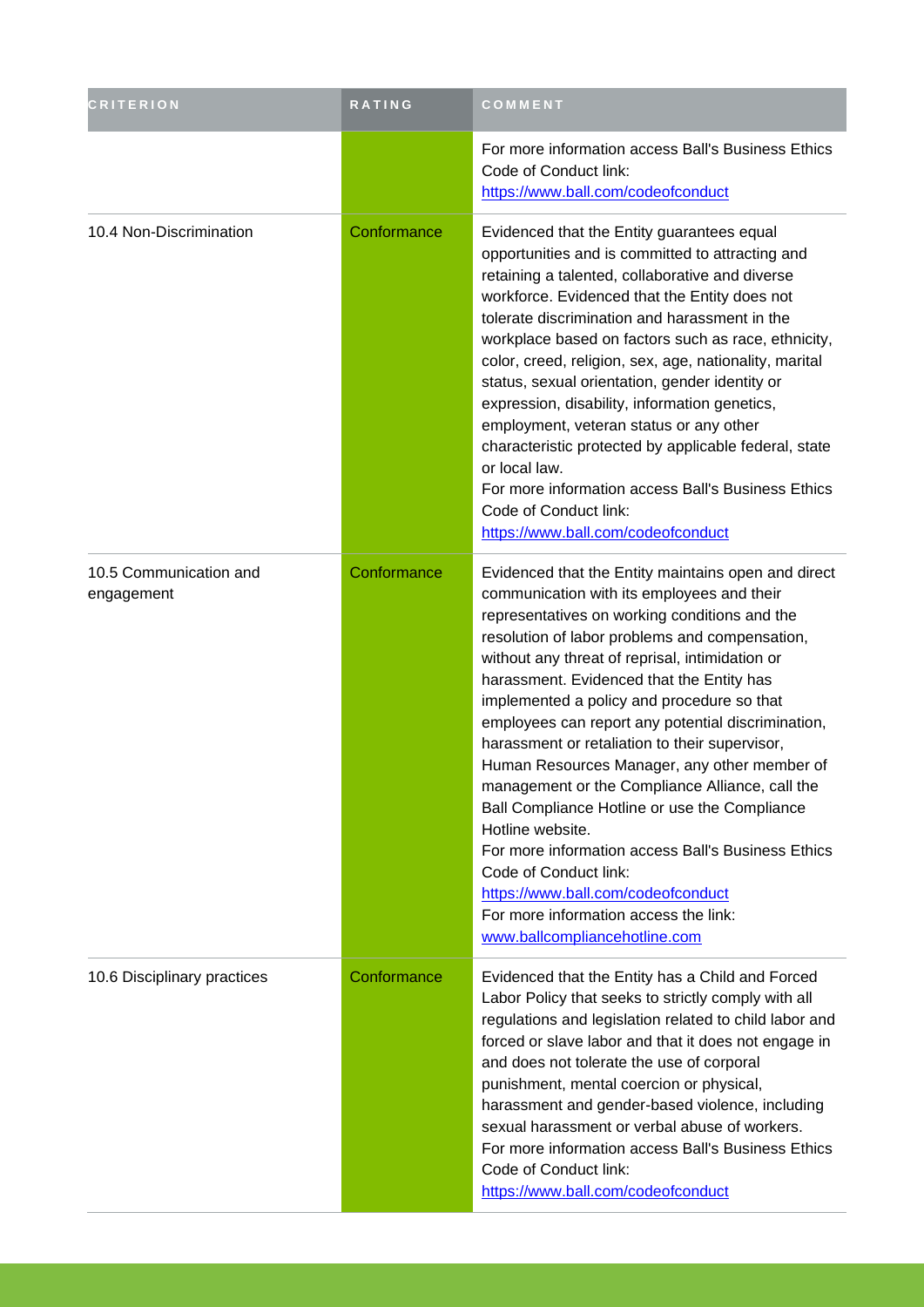| CRITERION | RATING | COMMENT |
|---|---|---|
| | | For more information access Ball's Business Ethics Code of Conduct link: https://www.ball.com/codeofconduct |
| 10.4 Non-Discrimination | Conformance | Evidenced that the Entity guarantees equal opportunities and is committed to attracting and retaining a talented, collaborative and diverse workforce. Evidenced that the Entity does not tolerate discrimination and harassment in the workplace based on factors such as race, ethnicity, color, creed, religion, sex, age, nationality, marital status, sexual orientation, gender identity or expression, disability, information genetics, employment, veteran status or any other characteristic protected by applicable federal, state or local law.<br>For more information access Ball's Business Ethics Code of Conduct link: https://www.ball.com/codeofconduct |
| 10.5 Communication and engagement | Conformance | Evidenced that the Entity maintains open and direct communication with its employees and their representatives on working conditions and the resolution of labor problems and compensation, without any threat of reprisal, intimidation or harassment. Evidenced that the Entity has implemented a policy and procedure so that employees can report any potential discrimination, harassment or retaliation to their supervisor, Human Resources Manager, any other member of management or the Compliance Alliance, call the Ball Compliance Hotline or use the Compliance Hotline website.<br>For more information access Ball's Business Ethics Code of Conduct link: https://www.ball.com/codeofconduct<br>For more information access the link: www.ballcompliancehotline.com |
| 10.6 Disciplinary practices | Conformance | Evidenced that the Entity has a Child and Forced Labor Policy that seeks to strictly comply with all regulations and legislation related to child labor and forced or slave labor and that it does not engage in and does not tolerate the use of corporal punishment, mental coercion or physical, harassment and gender-based violence, including sexual harassment or verbal abuse of workers.<br>For more information access Ball's Business Ethics Code of Conduct link: https://www.ball.com/codeofconduct |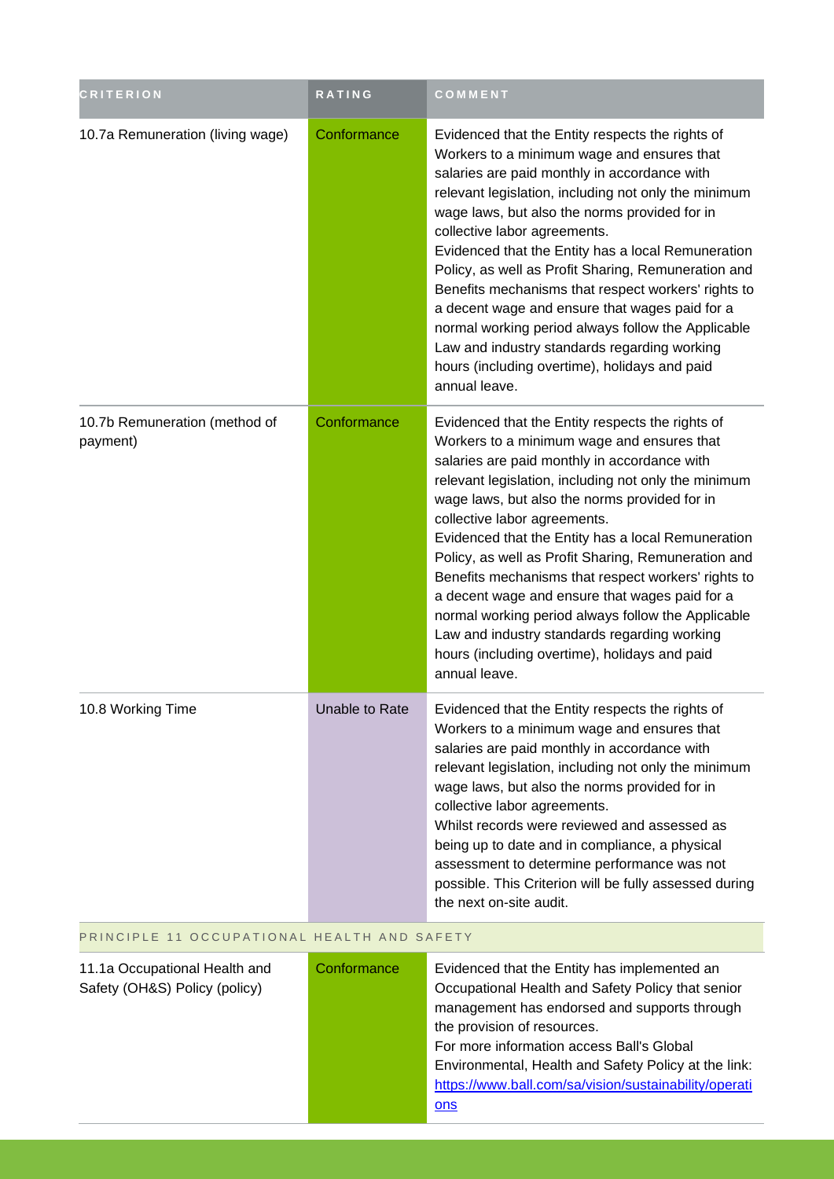| CRITERION | RATING | COMMENT |
|---|---|---|
| 10.7a Remuneration (living wage) | Conformance | Evidenced that the Entity respects the rights of Workers to a minimum wage and ensures that salaries are paid monthly in accordance with relevant legislation, including not only the minimum wage laws, but also the norms provided for in collective labor agreements.<br>Evidenced that the Entity has a local Remuneration Policy, as well as Profit Sharing, Remuneration and Benefits mechanisms that respect workers' rights to a decent wage and ensure that wages paid for a normal working period always follow the Applicable Law and industry standards regarding working hours (including overtime), holidays and paid annual leave. |
| 10.7b Remuneration (method of payment) | Conformance | Evidenced that the Entity respects the rights of Workers to a minimum wage and ensures that salaries are paid monthly in accordance with relevant legislation, including not only the minimum wage laws, but also the norms provided for in collective labor agreements.<br>Evidenced that the Entity has a local Remuneration Policy, as well as Profit Sharing, Remuneration and Benefits mechanisms that respect workers' rights to a decent wage and ensure that wages paid for a normal working period always follow the Applicable Law and industry standards regarding working hours (including overtime), holidays and paid annual leave. |
| 10.8 Working Time | Unable to Rate | Evidenced that the Entity respects the rights of Workers to a minimum wage and ensures that salaries are paid monthly in accordance with relevant legislation, including not only the minimum wage laws, but also the norms provided for in collective labor agreements.<br>Whilst records were reviewed and assessed as being up to date and in compliance, a physical assessment to determine performance was not possible. This Criterion will be fully assessed during the next on-site audit. |
| PRINCIPLE 11 OCCUPATIONAL HEALTH AND SAFETY | | |
| 11.1a Occupational Health and Safety (OH&S) Policy (policy) | Conformance | Evidenced that the Entity has implemented an Occupational Health and Safety Policy that senior management has endorsed and supports through the provision of resources.<br>For more information access Ball's Global Environmental, Health and Safety Policy at the link: https://www.ball.com/sa/vision/sustainability/operations |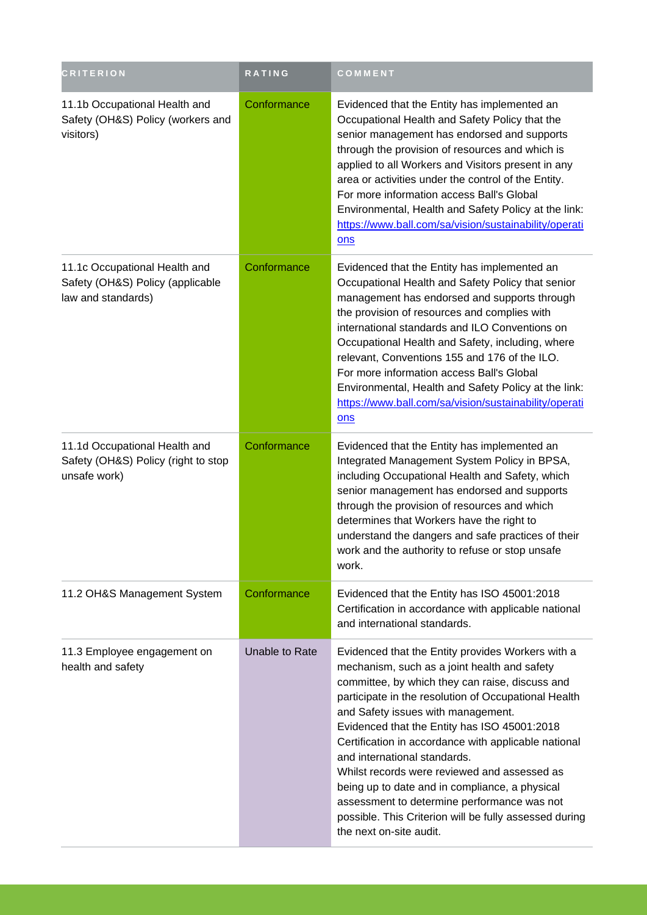| CRITERION | RATING | COMMENT |
| --- | --- | --- |
| 11.1b Occupational Health and Safety (OH&S) Policy (workers and visitors) | Conformance | Evidenced that the Entity has implemented an Occupational Health and Safety Policy that the senior management has endorsed and supports through the provision of resources and which is applied to all Workers and Visitors present in any area or activities under the control of the Entity. For more information access Ball's Global Environmental, Health and Safety Policy at the link: https://www.ball.com/sa/vision/sustainability/operations |
| 11.1c Occupational Health and Safety (OH&S) Policy (applicable law and standards) | Conformance | Evidenced that the Entity has implemented an Occupational Health and Safety Policy that senior management has endorsed and supports through the provision of resources and complies with international standards and ILO Conventions on Occupational Health and Safety, including, where relevant, Conventions 155 and 176 of the ILO. For more information access Ball's Global Environmental, Health and Safety Policy at the link: https://www.ball.com/sa/vision/sustainability/operations |
| 11.1d Occupational Health and Safety (OH&S) Policy (right to stop unsafe work) | Conformance | Evidenced that the Entity has implemented an Integrated Management System Policy in BPSA, including Occupational Health and Safety, which senior management has endorsed and supports through the provision of resources and which determines that Workers have the right to understand the dangers and safe practices of their work and the authority to refuse or stop unsafe work. |
| 11.2 OH&S Management System | Conformance | Evidenced that the Entity has ISO 45001:2018 Certification in accordance with applicable national and international standards. |
| 11.3 Employee engagement on health and safety | Unable to Rate | Evidenced that the Entity provides Workers with a mechanism, such as a joint health and safety committee, by which they can raise, discuss and participate in the resolution of Occupational Health and Safety issues with management. Evidenced that the Entity has ISO 45001:2018 Certification in accordance with applicable national and international standards. Whilst records were reviewed and assessed as being up to date and in compliance, a physical assessment to determine performance was not possible. This Criterion will be fully assessed during the next on-site audit. |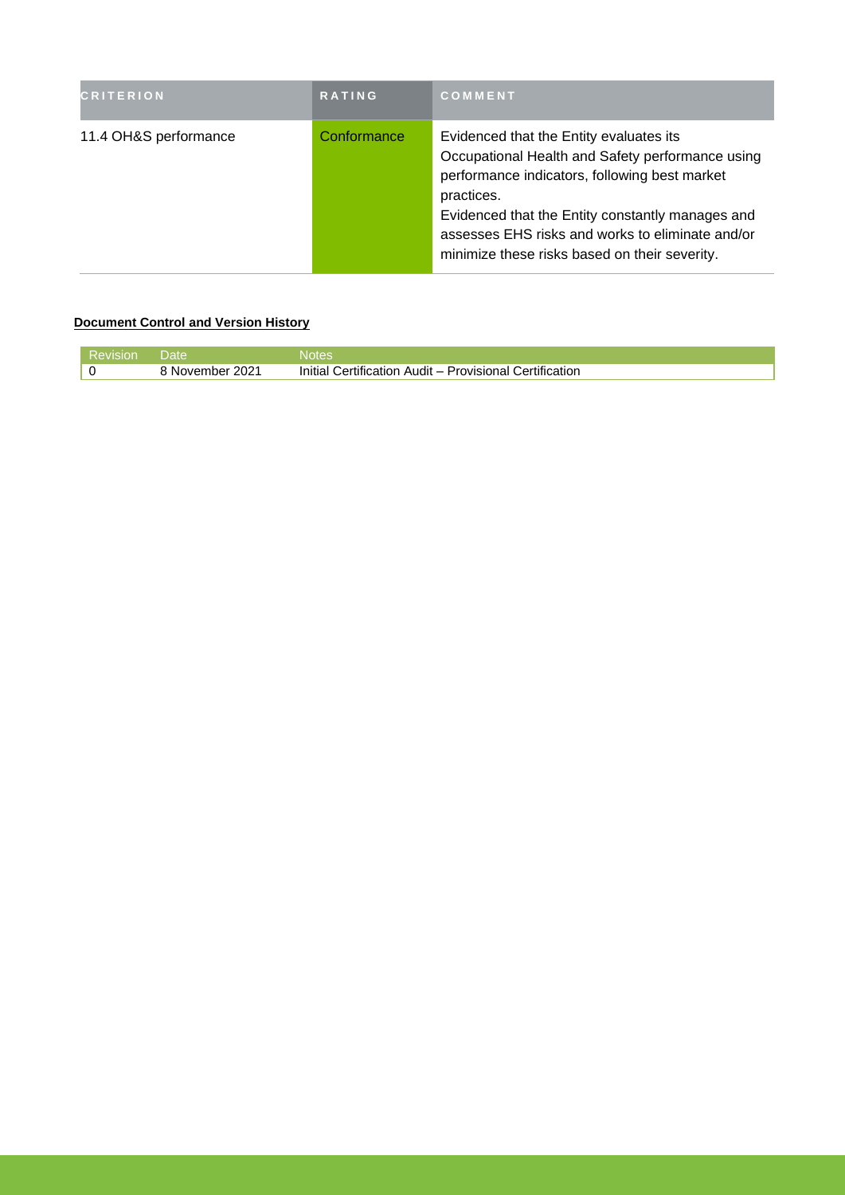| CRITERION | RATING | COMMENT |
| --- | --- | --- |
| 11.4 OH&S performance | Conformance | Evidenced that the Entity evaluates its Occupational Health and Safety performance using performance indicators, following best market practices.<br>Evidenced that the Entity constantly manages and assesses EHS risks and works to eliminate and/or minimize these risks based on their severity. |

**Document Control and Version History**

| Revision | Date | Notes |
| --- | --- | --- |
| 0 | 8 November 2021 | Initial Certification Audit – Provisional Certification |